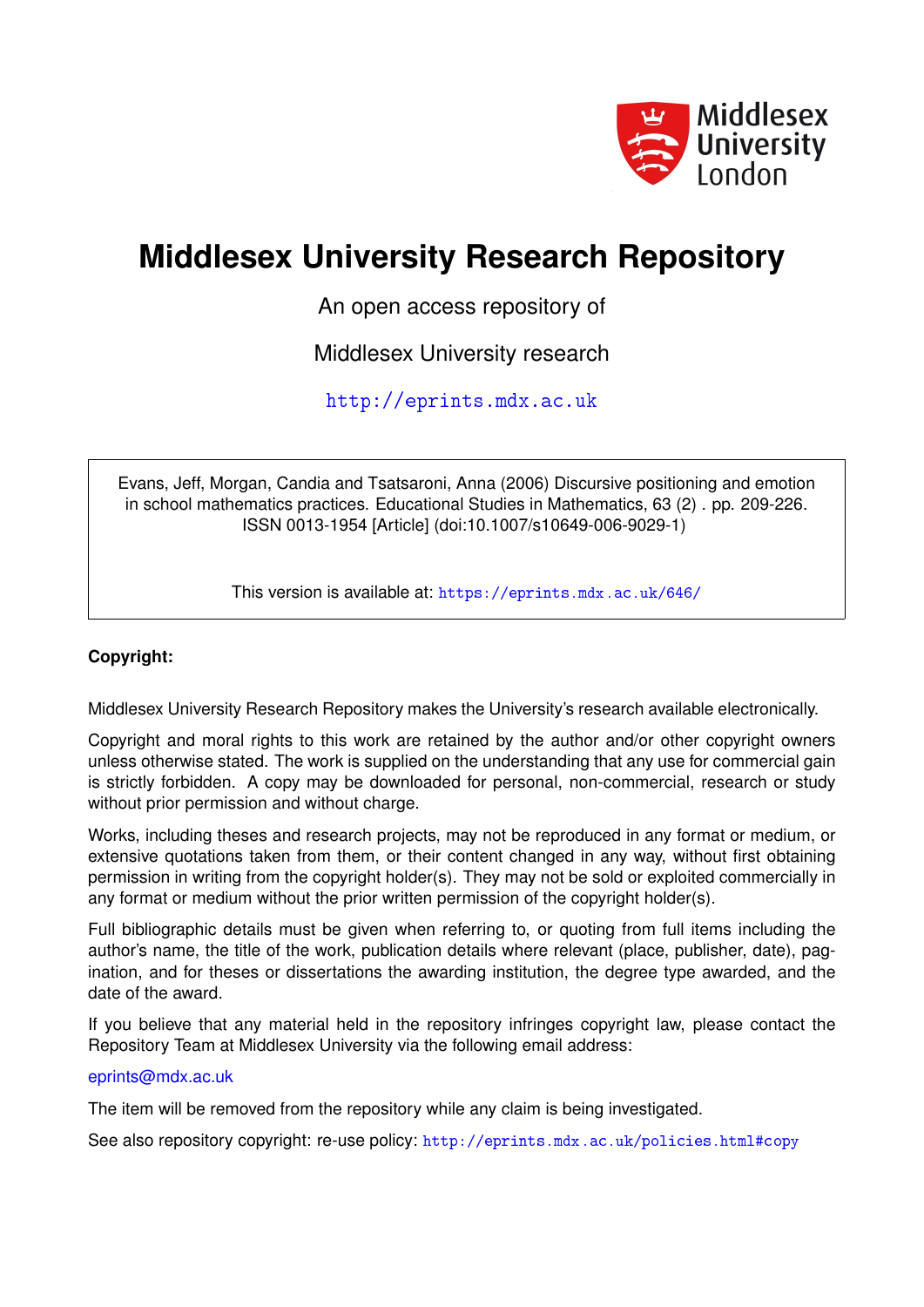# Middlesex University Research Repository

An open access repository of

Middlesex University research

http://eprints.mdx.ac.uk

Evans, Jeff, Morgan, Candia and Tsatsaroni, Anna (2006) Discursive positioning and emotion in school mathematics practices. Educational Studies in Mathematics, 63 (2) . pp. 209-226. ISSN 0013-1954 [Article] (doi:10.1007/s10649-006-9029-1)

This version is available at: https://eprints.mdx.ac.uk/646/

**Copyright:**

Middlesex University Research Repository makes the University's research available electronically.

Copyright and moral rights to this work are retained by the author and/or other copyright owners unless otherwise stated. The work is supplied on the understanding that any use for commercial gain is strictly forbidden. A copy may be downloaded for personal, non-commercial, research or study without prior permission and without charge.

Works, including theses and research projects, may not be reproduced in any format or medium, or extensive quotations taken from them, or their content changed in any way, without first obtaining permission in writing from the copyright holder(s). They may not be sold or exploited commercially in any format or medium without the prior written permission of the copyright holder(s).

Full bibliographic details must be given when referring to, or quoting from full items including the author's name, the title of the work, publication details where relevant (place, publisher, date), pagination, and for theses or dissertations the awarding institution, the degree type awarded, and the date of the award.

If you believe that any material held in the repository infringes copyright law, please contact the Repository Team at Middlesex University via the following email address:

eprints@mdx.ac.uk

The item will be removed from the repository while any claim is being investigated.

See also repository copyright: re-use policy: http://eprints.mdx.ac.uk/policies.html#copy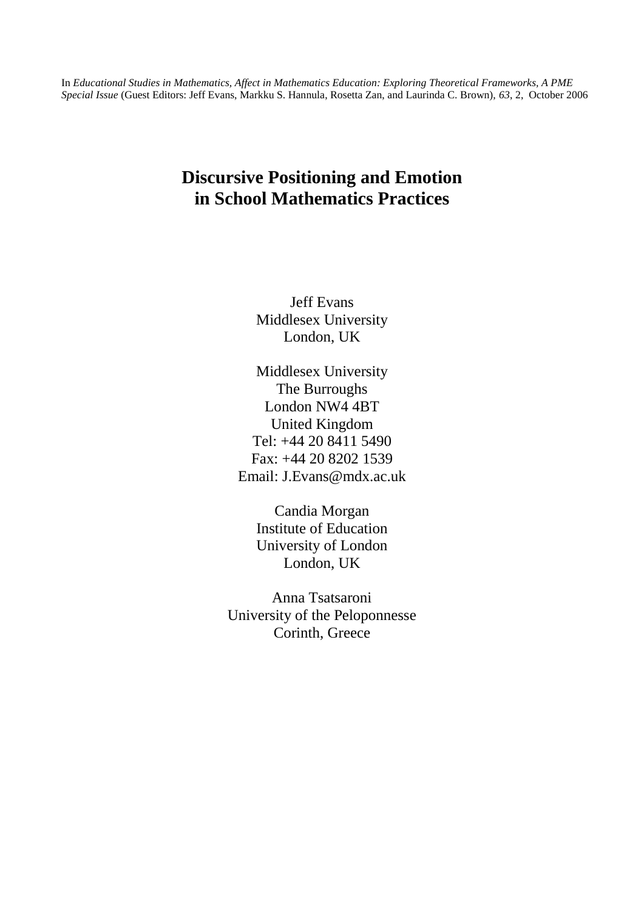In *Educational Studies in Mathematics, Affect in Mathematics Education: Exploring Theoretical Frameworks, A PME Special Issue* (Guest Editors: Jeff Evans, Markku S. Hannula, Rosetta Zan, and Laurinda C. Brown), *63*, 2, October 2006

# Discursive Positioning and Emotion in School Mathematics Practices

Jeff Evans
Middlesex University
London, UK

Middlesex University
The Burroughs
London NW4 4BT
United Kingdom
Tel: +44 20 8411 5490
Fax: +44 20 8202 1539
Email: J.Evans@mdx.ac.uk

Candia Morgan
Institute of Education
University of London
London, UK

Anna Tsatsaroni
University of the Peloponnesse
Corinth, Greece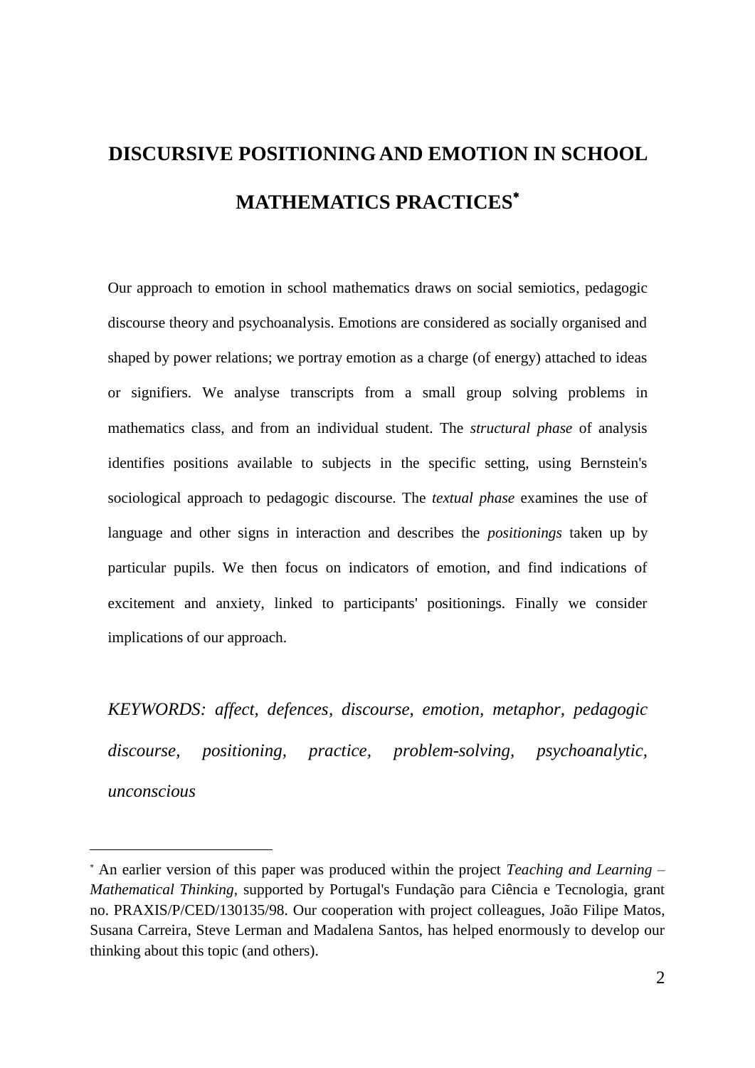# DISCURSIVE POSITIONING AND EMOTION IN SCHOOL MATHEMATICS PRACTICES*

Our approach to emotion in school mathematics draws on social semiotics, pedagogic discourse theory and psychoanalysis. Emotions are considered as socially organised and shaped by power relations; we portray emotion as a charge (of energy) attached to ideas or signifiers. We analyse transcripts from a small group solving problems in mathematics class, and from an individual student. The *structural phase* of analysis identifies positions available to subjects in the specific setting, using Bernstein's sociological approach to pedagogic discourse. The *textual phase* examines the use of language and other signs in interaction and describes the *positionings* taken up by particular pupils. We then focus on indicators of emotion, and find indications of excitement and anxiety, linked to participants' positionings. Finally we consider implications of our approach.

*KEYWORDS: affect, defences, discourse, emotion, metaphor, pedagogic discourse, positioning, practice, problem-solving, psychoanalytic, unconscious*

---

* An earlier version of this paper was produced within the project *Teaching and Learning – Mathematical Thinking*, supported by Portugal's Fundação para Ciência e Tecnologia, grant no. PRAXIS/P/CED/130135/98. Our cooperation with project colleagues, João Filipe Matos, Susana Carreira, Steve Lerman and Madalena Santos, has helped enormously to develop our thinking about this topic (and others).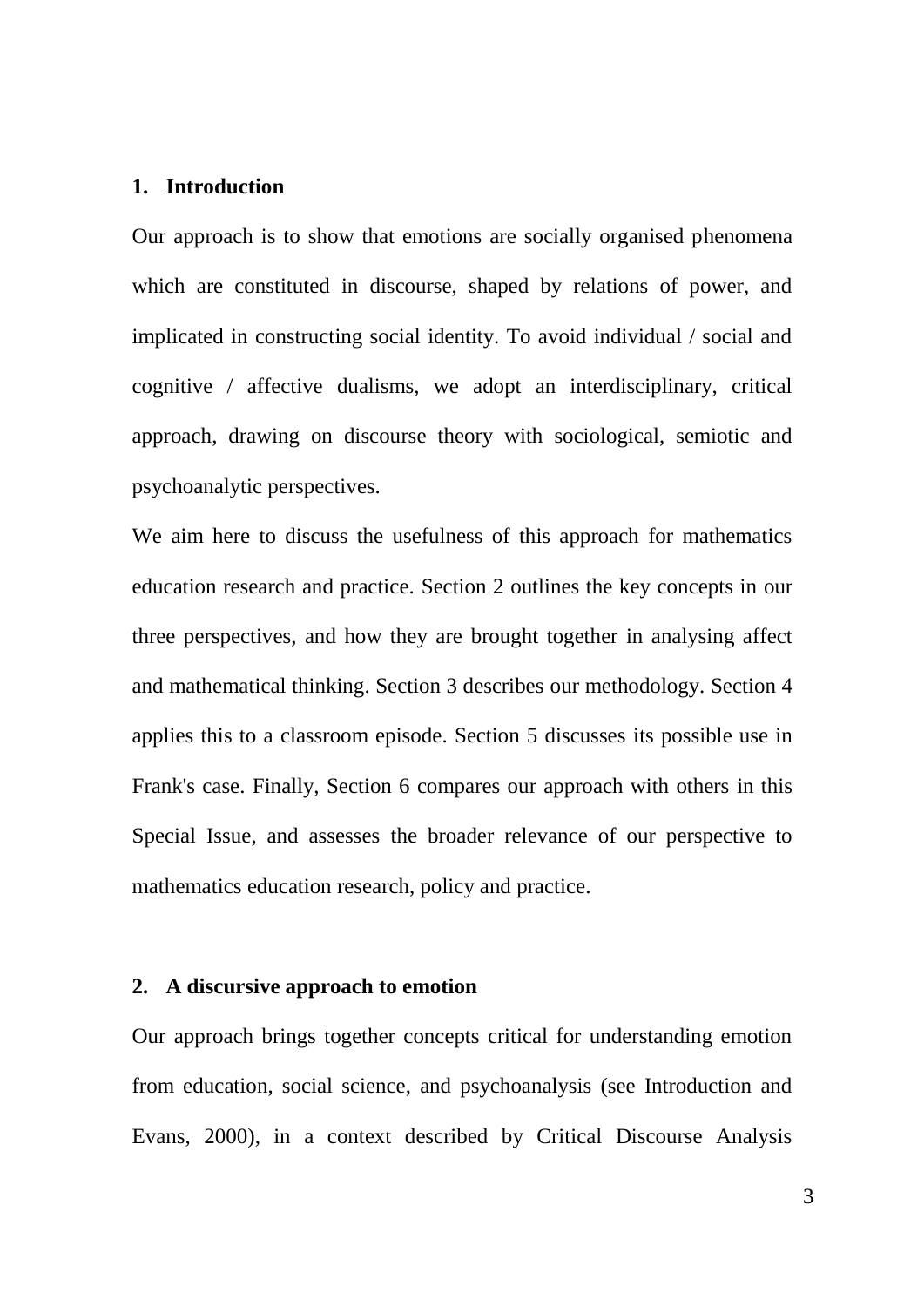## 1. Introduction

Our approach is to show that emotions are socially organised phenomena which are constituted in discourse, shaped by relations of power, and implicated in constructing social identity. To avoid individual / social and cognitive / affective dualisms, we adopt an interdisciplinary, critical approach, drawing on discourse theory with sociological, semiotic and psychoanalytic perspectives.

We aim here to discuss the usefulness of this approach for mathematics education research and practice. Section 2 outlines the key concepts in our three perspectives, and how they are brought together in analysing affect and mathematical thinking. Section 3 describes our methodology. Section 4 applies this to a classroom episode. Section 5 discusses its possible use in Frank's case. Finally, Section 6 compares our approach with others in this Special Issue, and assesses the broader relevance of our perspective to mathematics education research, policy and practice.

## 2. A discursive approach to emotion

Our approach brings together concepts critical for understanding emotion from education, social science, and psychoanalysis (see Introduction and Evans, 2000), in a context described by Critical Discourse Analysis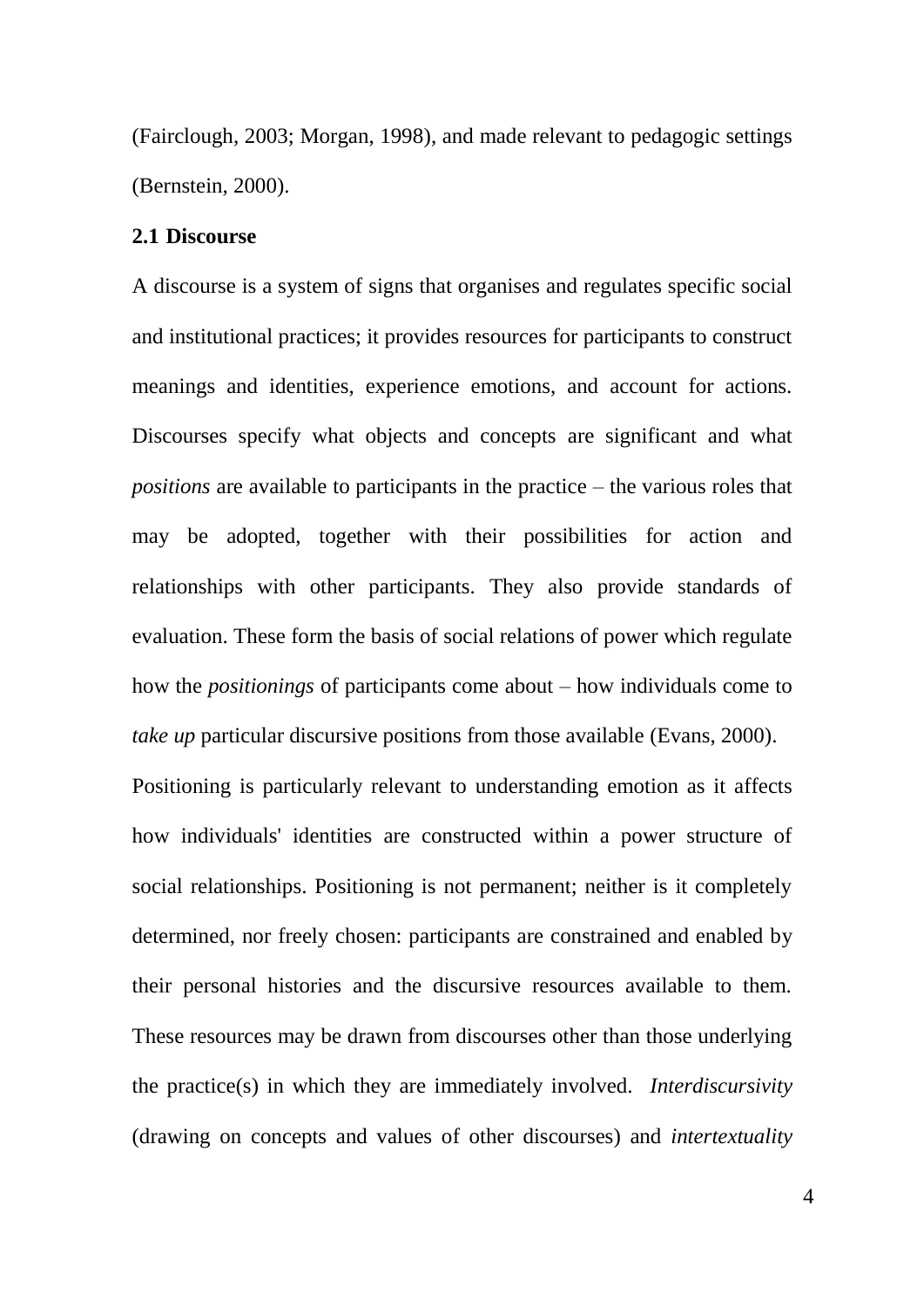(Fairclough, 2003; Morgan, 1998), and made relevant to pedagogic settings (Bernstein, 2000).

## 2.1 Discourse

A discourse is a system of signs that organises and regulates specific social and institutional practices; it provides resources for participants to construct meanings and identities, experience emotions, and account for actions. Discourses specify what objects and concepts are significant and what *positions* are available to participants in the practice – the various roles that may be adopted, together with their possibilities for action and relationships with other participants. They also provide standards of evaluation. These form the basis of social relations of power which regulate how the *positionings* of participants come about – how individuals come to *take up* particular discursive positions from those available (Evans, 2000).

Positioning is particularly relevant to understanding emotion as it affects how individuals' identities are constructed within a power structure of social relationships. Positioning is not permanent; neither is it completely determined, nor freely chosen: participants are constrained and enabled by their personal histories and the discursive resources available to them. These resources may be drawn from discourses other than those underlying the practice(s) in which they are immediately involved. *Interdiscursivity* (drawing on concepts and values of other discourses) and *intertextuality*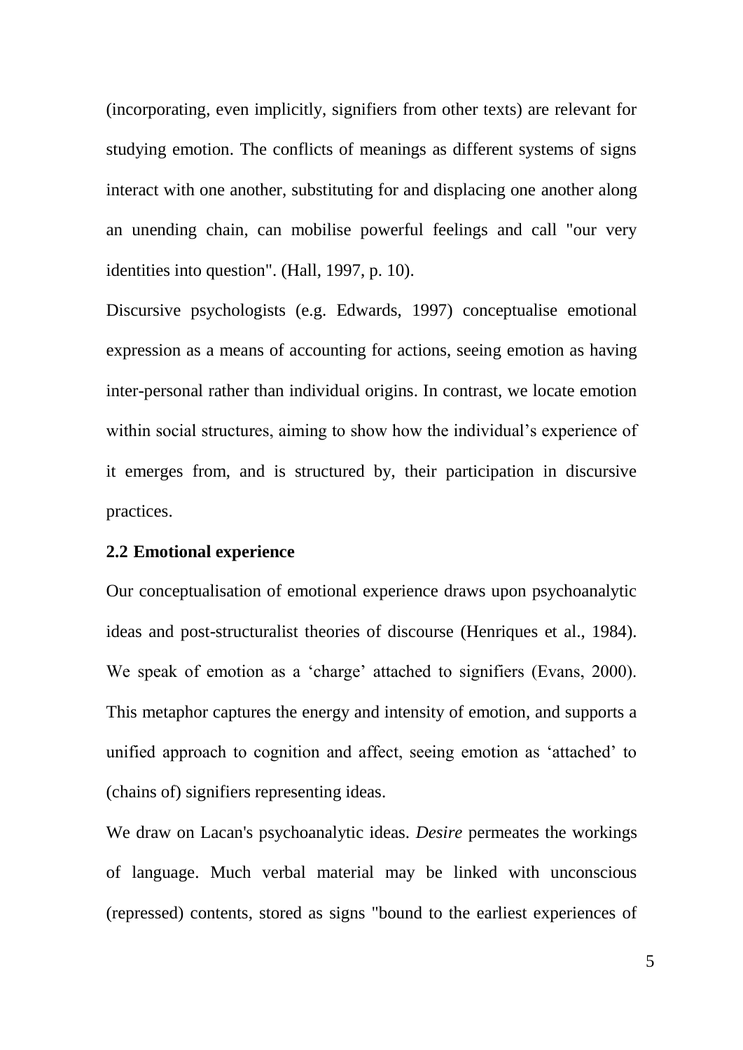(incorporating, even implicitly, signifiers from other texts) are relevant for studying emotion. The conflicts of meanings as different systems of signs interact with one another, substituting for and displacing one another along an unending chain, can mobilise powerful feelings and call "our very identities into question". (Hall, 1997, p. 10).

Discursive psychologists (e.g. Edwards, 1997) conceptualise emotional expression as a means of accounting for actions, seeing emotion as having inter-personal rather than individual origins. In contrast, we locate emotion within social structures, aiming to show how the individual's experience of it emerges from, and is structured by, their participation in discursive practices.

### 2.2 Emotional experience

Our conceptualisation of emotional experience draws upon psychoanalytic ideas and post-structuralist theories of discourse (Henriques et al., 1984). We speak of emotion as a 'charge' attached to signifiers (Evans, 2000). This metaphor captures the energy and intensity of emotion, and supports a unified approach to cognition and affect, seeing emotion as 'attached' to (chains of) signifiers representing ideas.

We draw on Lacan's psychoanalytic ideas. *Desire* permeates the workings of language. Much verbal material may be linked with unconscious (repressed) contents, stored as signs "bound to the earliest experiences of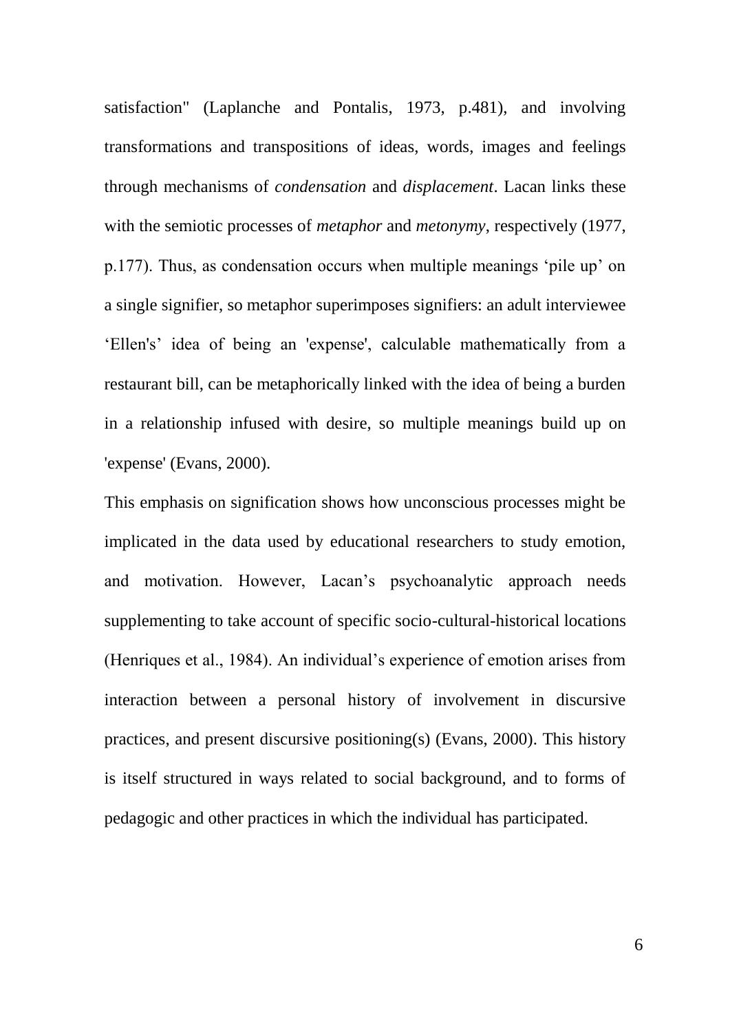satisfaction" (Laplanche and Pontalis, 1973, p.481), and involving transformations and transpositions of ideas, words, images and feelings through mechanisms of *condensation* and *displacement*. Lacan links these with the semiotic processes of *metaphor* and *metonymy*, respectively (1977, p.177). Thus, as condensation occurs when multiple meanings 'pile up' on a single signifier, so metaphor superimposes signifiers: an adult interviewee 'Ellen's' idea of being an 'expense', calculable mathematically from a restaurant bill, can be metaphorically linked with the idea of being a burden in a relationship infused with desire, so multiple meanings build up on 'expense' (Evans, 2000).

This emphasis on signification shows how unconscious processes might be implicated in the data used by educational researchers to study emotion, and motivation. However, Lacan's psychoanalytic approach needs supplementing to take account of specific socio-cultural-historical locations (Henriques et al., 1984). An individual's experience of emotion arises from interaction between a personal history of involvement in discursive practices, and present discursive positioning(s) (Evans, 2000). This history is itself structured in ways related to social background, and to forms of pedagogic and other practices in which the individual has participated.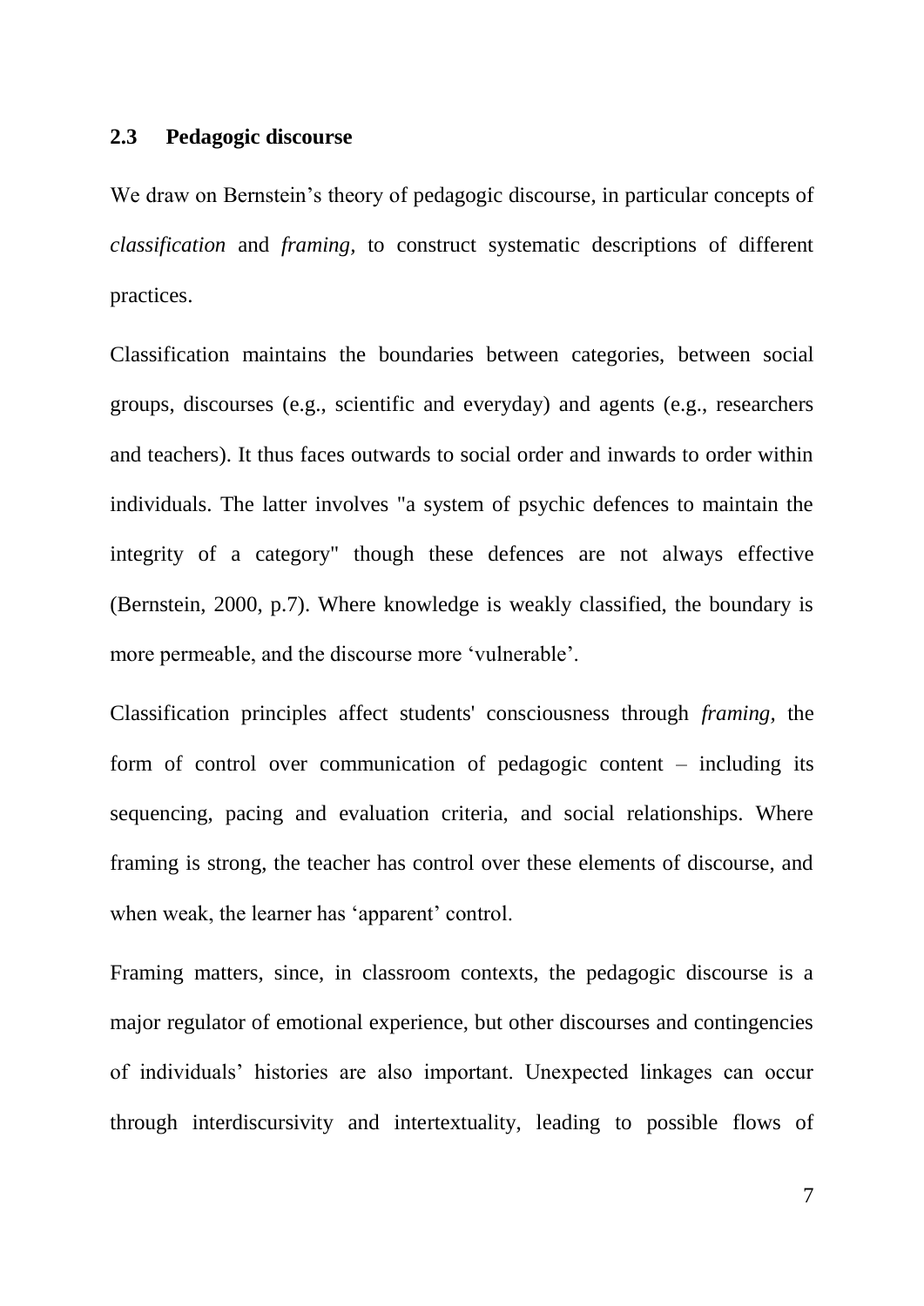## 2.3 Pedagogic discourse

We draw on Bernstein's theory of pedagogic discourse, in particular concepts of *classification* and *framing,* to construct systematic descriptions of different practices.

Classification maintains the boundaries between categories, between social groups, discourses (e.g., scientific and everyday) and agents (e.g., researchers and teachers). It thus faces outwards to social order and inwards to order within individuals. The latter involves "a system of psychic defences to maintain the integrity of a category" though these defences are not always effective (Bernstein, 2000, p.7). Where knowledge is weakly classified, the boundary is more permeable, and the discourse more 'vulnerable'.

Classification principles affect students' consciousness through *framing,* the form of control over communication of pedagogic content – including its sequencing, pacing and evaluation criteria, and social relationships. Where framing is strong, the teacher has control over these elements of discourse, and when weak, the learner has 'apparent' control.

Framing matters, since, in classroom contexts, the pedagogic discourse is a major regulator of emotional experience, but other discourses and contingencies of individuals' histories are also important. Unexpected linkages can occur through interdiscursivity and intertextuality, leading to possible flows of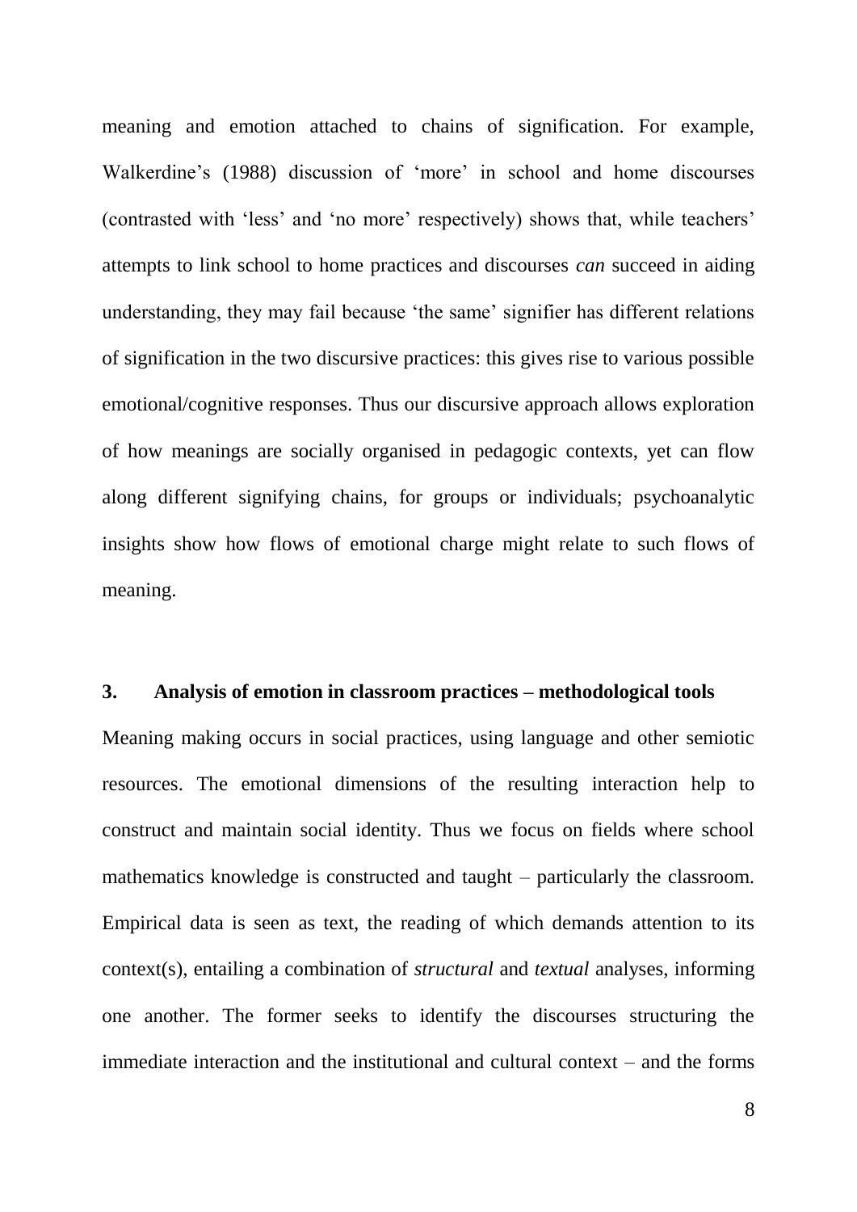meaning and emotion attached to chains of signification. For example, Walkerdine's (1988) discussion of 'more' in school and home discourses (contrasted with 'less' and 'no more' respectively) shows that, while teachers' attempts to link school to home practices and discourses *can* succeed in aiding understanding, they may fail because 'the same' signifier has different relations of signification in the two discursive practices: this gives rise to various possible emotional/cognitive responses. Thus our discursive approach allows exploration of how meanings are socially organised in pedagogic contexts, yet can flow along different signifying chains, for groups or individuals; psychoanalytic insights show how flows of emotional charge might relate to such flows of meaning.

## 3. Analysis of emotion in classroom practices – methodological tools

Meaning making occurs in social practices, using language and other semiotic resources. The emotional dimensions of the resulting interaction help to construct and maintain social identity. Thus we focus on fields where school mathematics knowledge is constructed and taught – particularly the classroom. Empirical data is seen as text, the reading of which demands attention to its context(s), entailing a combination of *structural* and *textual* analyses, informing one another. The former seeks to identify the discourses structuring the immediate interaction and the institutional and cultural context – and the forms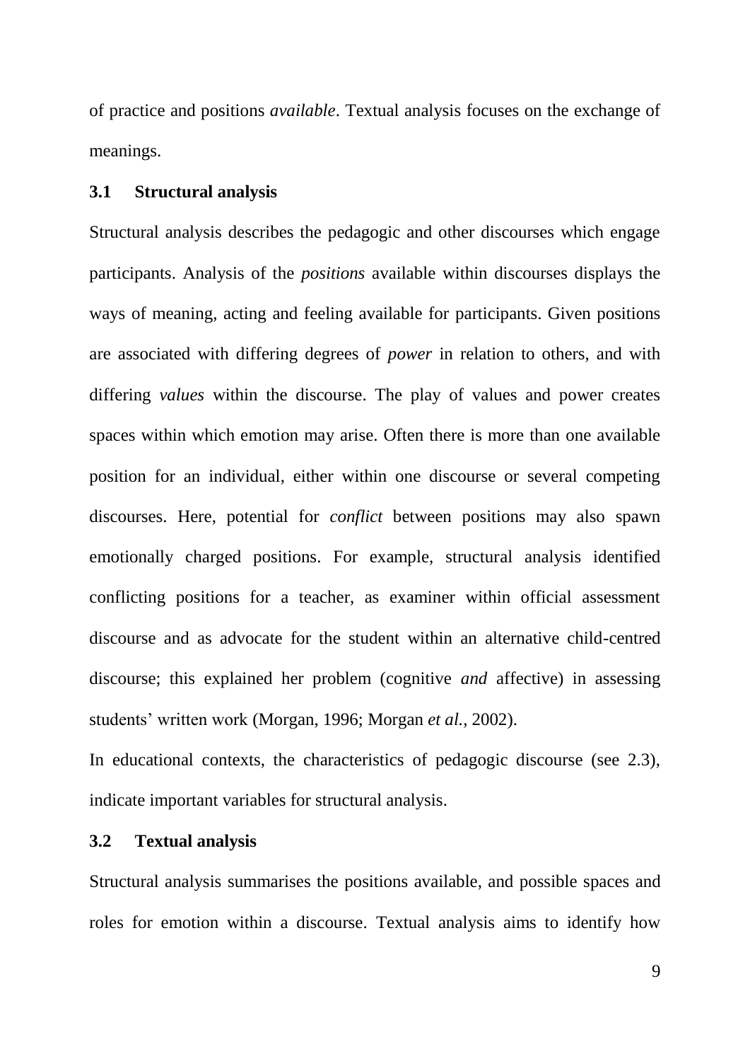of practice and positions *available*. Textual analysis focuses on the exchange of meanings.

### 3.1 Structural analysis

Structural analysis describes the pedagogic and other discourses which engage participants. Analysis of the *positions* available within discourses displays the ways of meaning, acting and feeling available for participants. Given positions are associated with differing degrees of *power* in relation to others, and with differing *values* within the discourse. The play of values and power creates spaces within which emotion may arise. Often there is more than one available position for an individual, either within one discourse or several competing discourses. Here, potential for *conflict* between positions may also spawn emotionally charged positions. For example, structural analysis identified conflicting positions for a teacher, as examiner within official assessment discourse and as advocate for the student within an alternative child-centred discourse; this explained her problem (cognitive *and* affective) in assessing students' written work (Morgan, 1996; Morgan *et al.*, 2002).

In educational contexts, the characteristics of pedagogic discourse (see 2.3), indicate important variables for structural analysis.

### 3.2 Textual analysis

Structural analysis summarises the positions available, and possible spaces and roles for emotion within a discourse. Textual analysis aims to identify how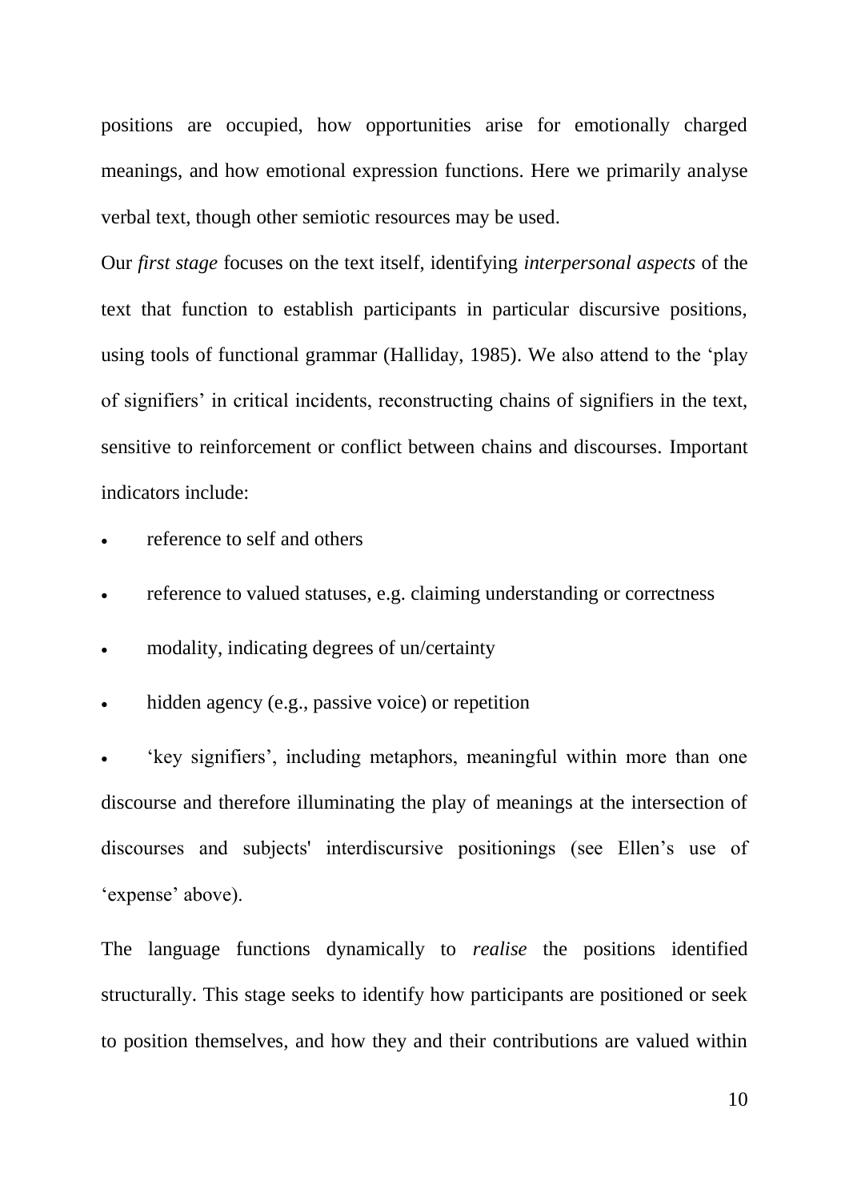positions are occupied, how opportunities arise for emotionally charged meanings, and how emotional expression functions. Here we primarily analyse verbal text, though other semiotic resources may be used.

Our *first stage* focuses on the text itself, identifying *interpersonal aspects* of the text that function to establish participants in particular discursive positions, using tools of functional grammar (Halliday, 1985). We also attend to the 'play of signifiers' in critical incidents, reconstructing chains of signifiers in the text, sensitive to reinforcement or conflict between chains and discourses. Important indicators include:

- reference to self and others
- reference to valued statuses, e.g. claiming understanding or correctness
- modality, indicating degrees of un/certainty
- hidden agency (e.g., passive voice) or repetition
- 'key signifiers', including metaphors, meaningful within more than one discourse and therefore illuminating the play of meanings at the intersection of discourses and subjects' interdiscursive positionings (see Ellen's use of 'expense' above).

The language functions dynamically to *realise* the positions identified structurally. This stage seeks to identify how participants are positioned or seek to position themselves, and how they and their contributions are valued within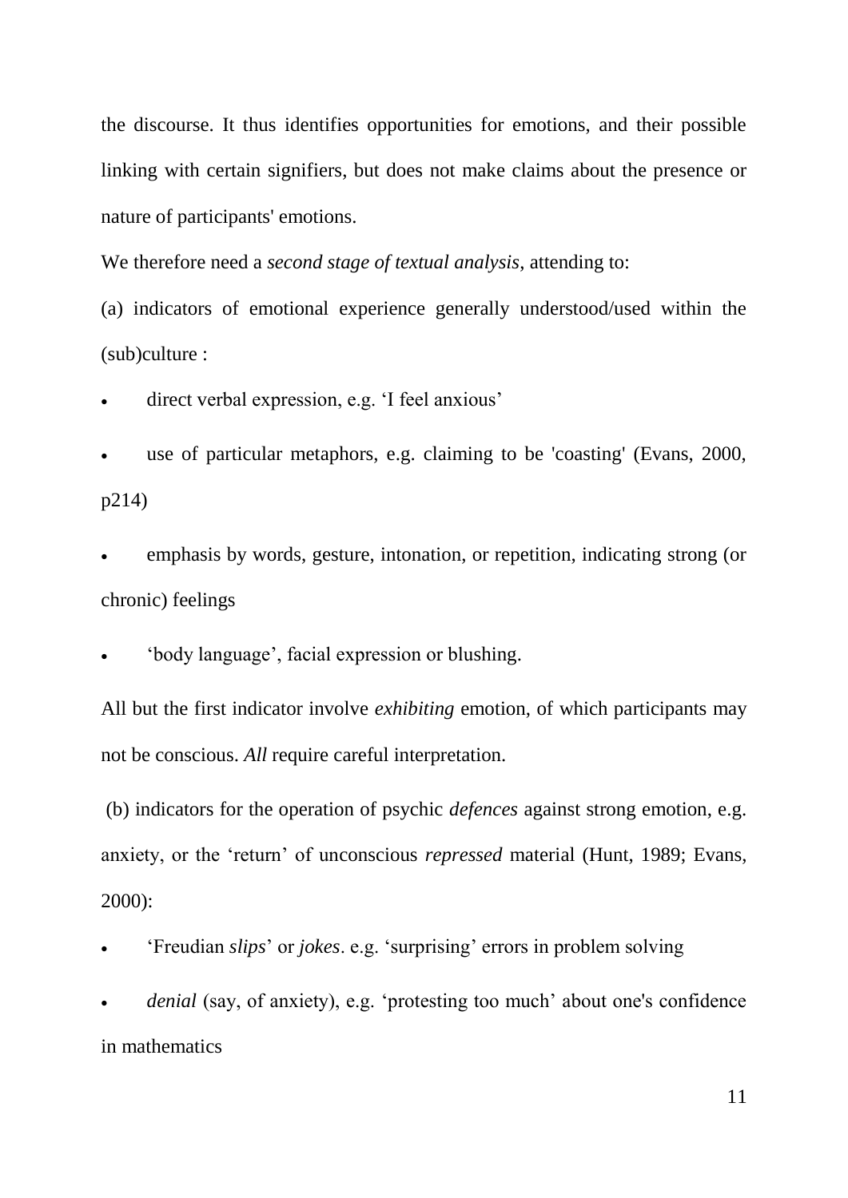the discourse. It thus identifies opportunities for emotions, and their possible linking with certain signifiers, but does not make claims about the presence or nature of participants' emotions.

We therefore need a *second stage of textual analysis,* attending to:

(a) indicators of emotional experience generally understood/used within the (sub)culture :

- direct verbal expression, e.g. 'I feel anxious'
- use of particular metaphors, e.g. claiming to be 'coasting' (Evans, 2000, p214)
- emphasis by words, gesture, intonation, or repetition, indicating strong (or chronic) feelings
- 'body language', facial expression or blushing.

All but the first indicator involve *exhibiting* emotion, of which participants may not be conscious. *All* require careful interpretation.

(b) indicators for the operation of psychic *defences* against strong emotion, e.g. anxiety, or the 'return' of unconscious *repressed* material (Hunt, 1989; Evans, 2000):

- 'Freudian *slips*' or *jokes*. e.g. 'surprising' errors in problem solving
- *denial* (say, of anxiety), e.g. 'protesting too much' about one's confidence in mathematics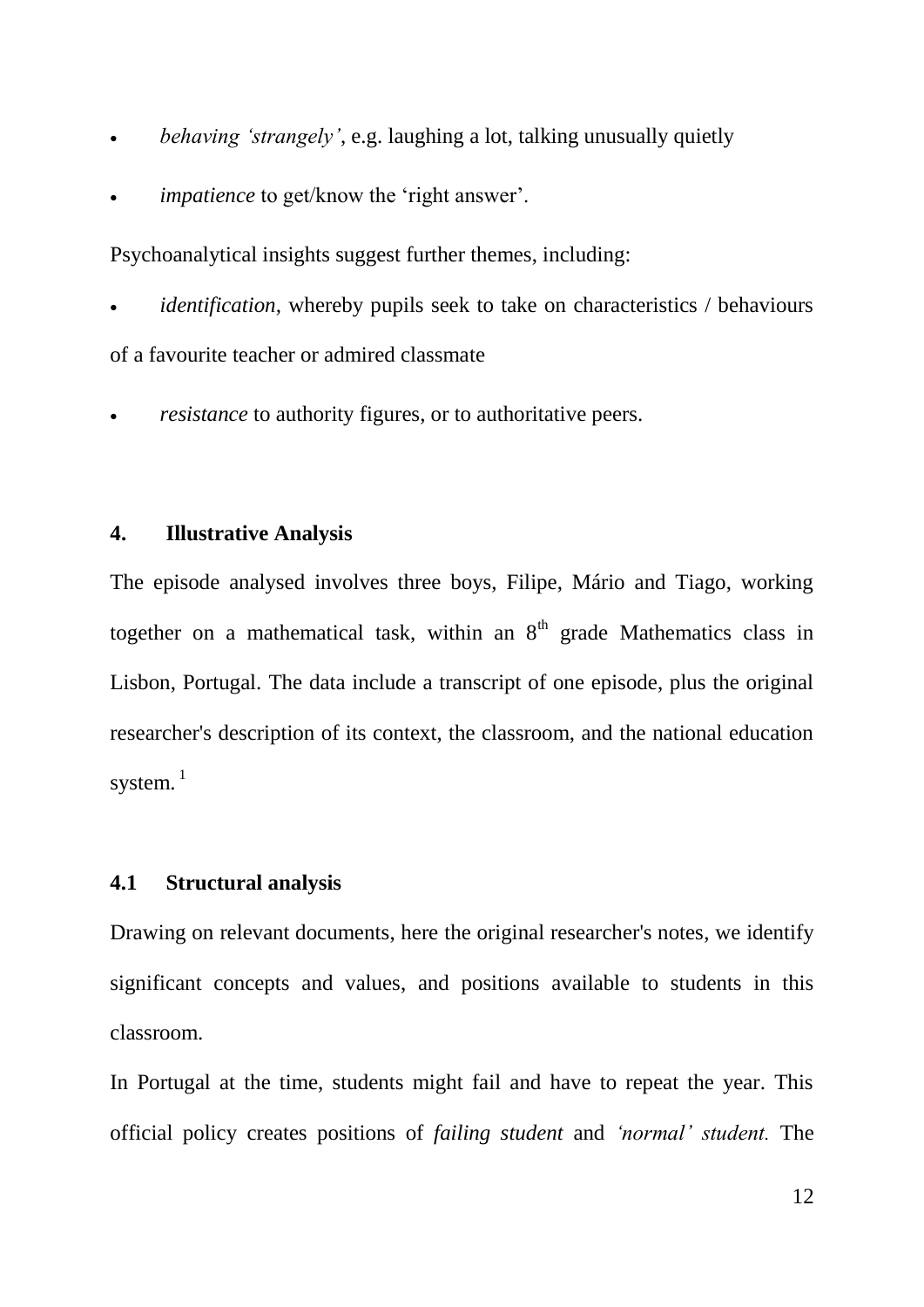- *behaving 'strangely'*, e.g. laughing a lot, talking unusually quietly
- *impatience* to get/know the 'right answer'.

Psychoanalytical insights suggest further themes, including:

- *identification*, whereby pupils seek to take on characteristics / behaviours of a favourite teacher or admired classmate
- *resistance* to authority figures, or to authoritative peers.

## 4. Illustrative Analysis

The episode analysed involves three boys, Filipe, Mário and Tiago, working together on a mathematical task, within an 8th grade Mathematics class in Lisbon, Portugal. The data include a transcript of one episode, plus the original researcher's description of its context, the classroom, and the national education system. [1]

### 4.1 Structural analysis

Drawing on relevant documents, here the original researcher's notes, we identify significant concepts and values, and positions available to students in this classroom.

In Portugal at the time, students might fail and have to repeat the year. This official policy creates positions of *failing student* and *'normal' student.* The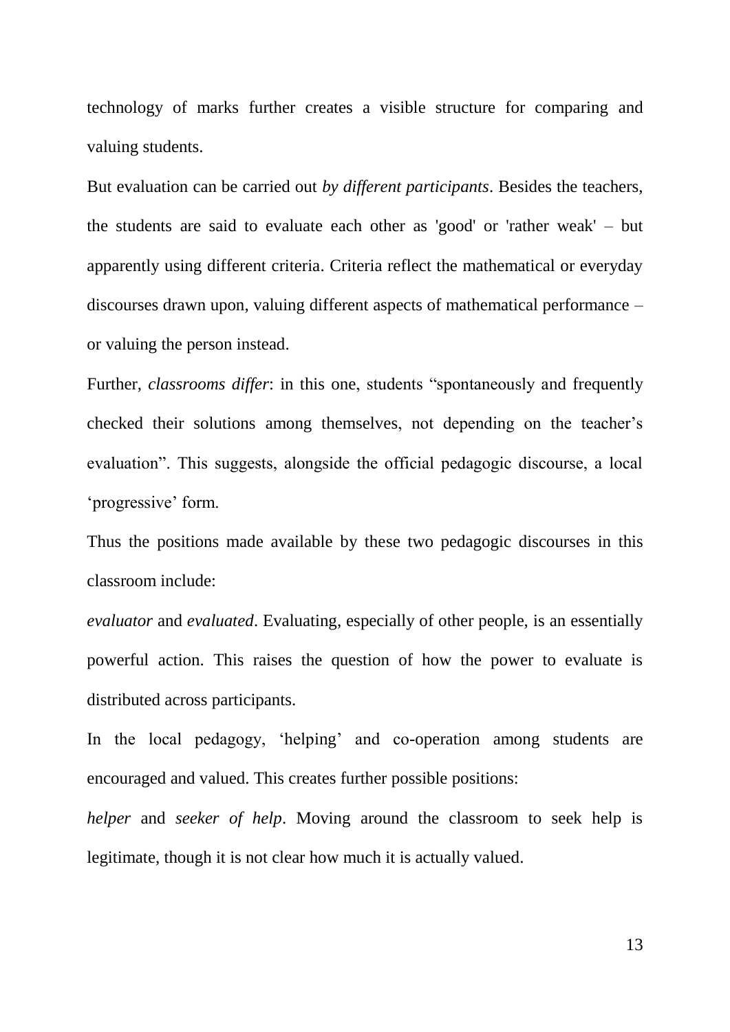technology of marks further creates a visible structure for comparing and valuing students.

But evaluation can be carried out *by different participants*. Besides the teachers, the students are said to evaluate each other as 'good' or 'rather weak' – but apparently using different criteria. Criteria reflect the mathematical or everyday discourses drawn upon, valuing different aspects of mathematical performance – or valuing the person instead.

Further, *classrooms differ*: in this one, students "spontaneously and frequently checked their solutions among themselves, not depending on the teacher's evaluation". This suggests, alongside the official pedagogic discourse, a local 'progressive' form.

Thus the positions made available by these two pedagogic discourses in this classroom include:

*evaluator* and *evaluated*. Evaluating, especially of other people, is an essentially powerful action. This raises the question of how the power to evaluate is distributed across participants.

In the local pedagogy, 'helping' and co-operation among students are encouraged and valued. This creates further possible positions:

*helper* and *seeker of help*. Moving around the classroom to seek help is legitimate, though it is not clear how much it is actually valued.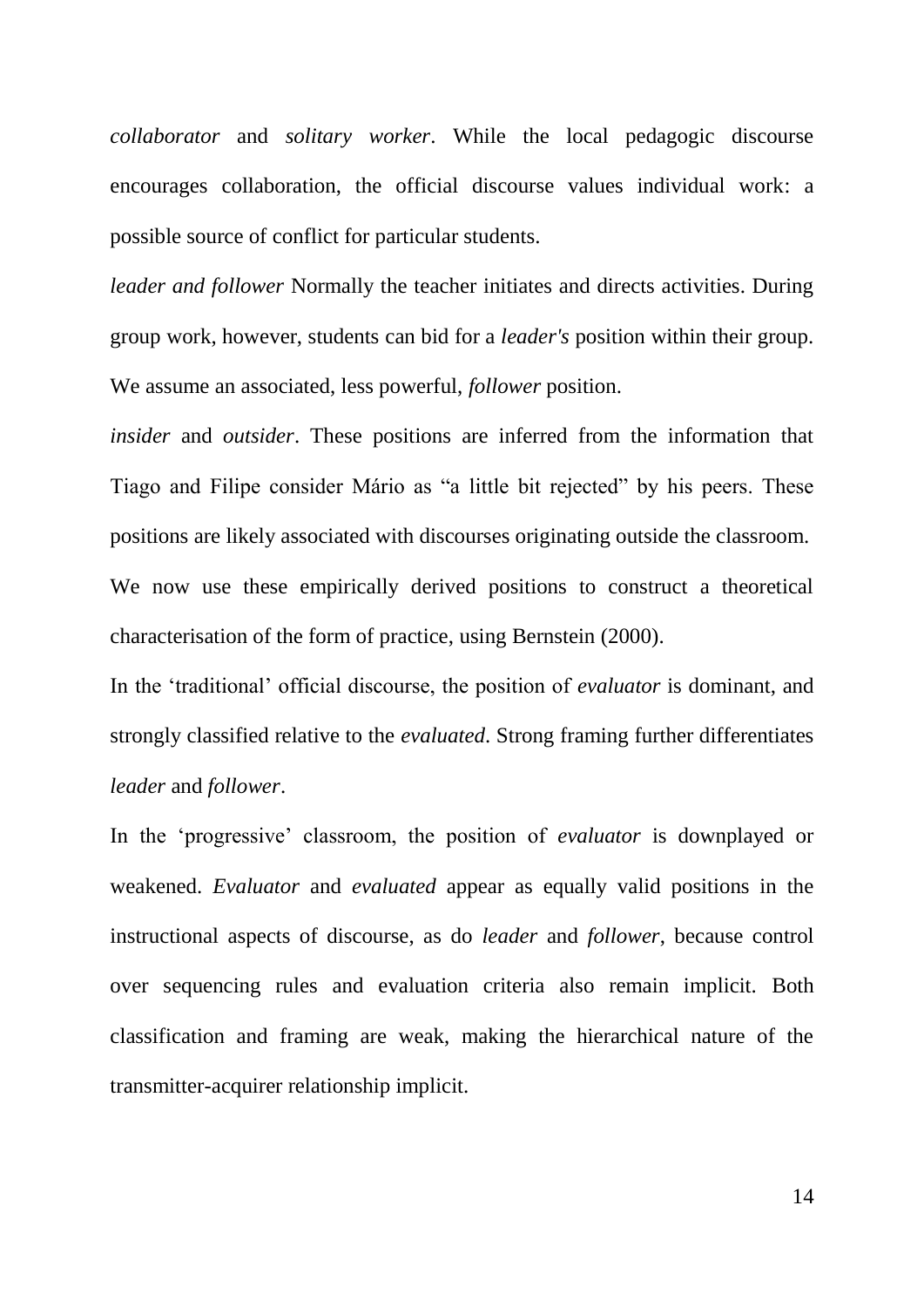*collaborator* and *solitary worker*. While the local pedagogic discourse encourages collaboration, the official discourse values individual work: a possible source of conflict for particular students.

*leader and follower* Normally the teacher initiates and directs activities. During group work, however, students can bid for a *leader's* position within their group. We assume an associated, less powerful, *follower* position.

*insider* and *outsider*. These positions are inferred from the information that Tiago and Filipe consider Mário as "a little bit rejected" by his peers. These positions are likely associated with discourses originating outside the classroom.

We now use these empirically derived positions to construct a theoretical characterisation of the form of practice, using Bernstein (2000).

In the 'traditional' official discourse, the position of *evaluator* is dominant, and strongly classified relative to the *evaluated*. Strong framing further differentiates *leader* and *follower*.

In the 'progressive' classroom, the position of *evaluator* is downplayed or weakened. *Evaluator* and *evaluated* appear as equally valid positions in the instructional aspects of discourse, as do *leader* and *follower*, because control over sequencing rules and evaluation criteria also remain implicit. Both classification and framing are weak, making the hierarchical nature of the transmitter-acquirer relationship implicit.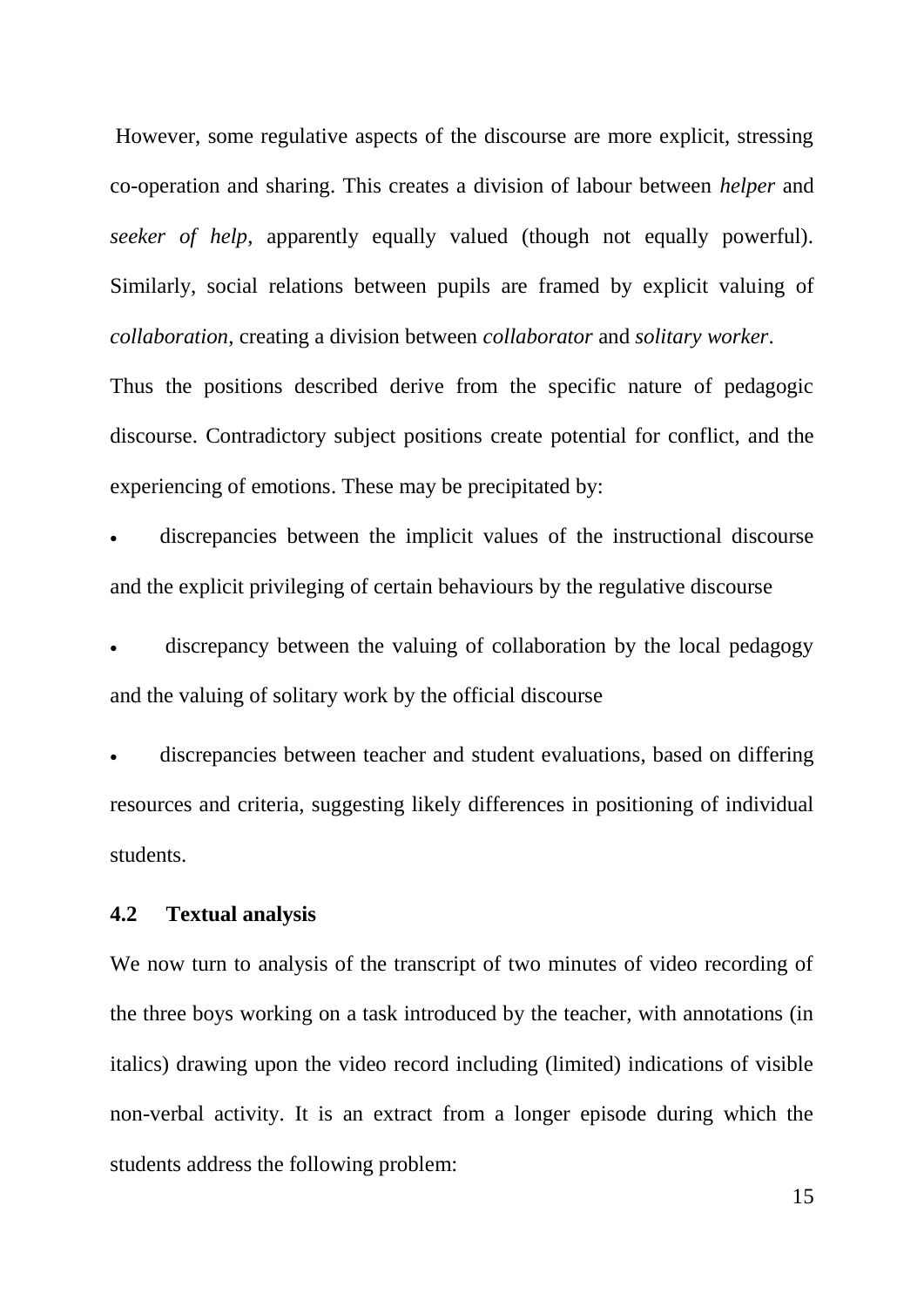However, some regulative aspects of the discourse are more explicit, stressing co-operation and sharing. This creates a division of labour between *helper* and *seeker of help*, apparently equally valued (though not equally powerful). Similarly, social relations between pupils are framed by explicit valuing of *collaboration*, creating a division between *collaborator* and *solitary worker*.

Thus the positions described derive from the specific nature of pedagogic discourse. Contradictory subject positions create potential for conflict, and the experiencing of emotions. These may be precipitated by:

- discrepancies between the implicit values of the instructional discourse and the explicit privileging of certain behaviours by the regulative discourse
- discrepancy between the valuing of collaboration by the local pedagogy and the valuing of solitary work by the official discourse
- discrepancies between teacher and student evaluations, based on differing resources and criteria, suggesting likely differences in positioning of individual students.

### 4.2 Textual analysis

We now turn to analysis of the transcript of two minutes of video recording of the three boys working on a task introduced by the teacher, with annotations (in italics) drawing upon the video record including (limited) indications of visible non-verbal activity. It is an extract from a longer episode during which the students address the following problem: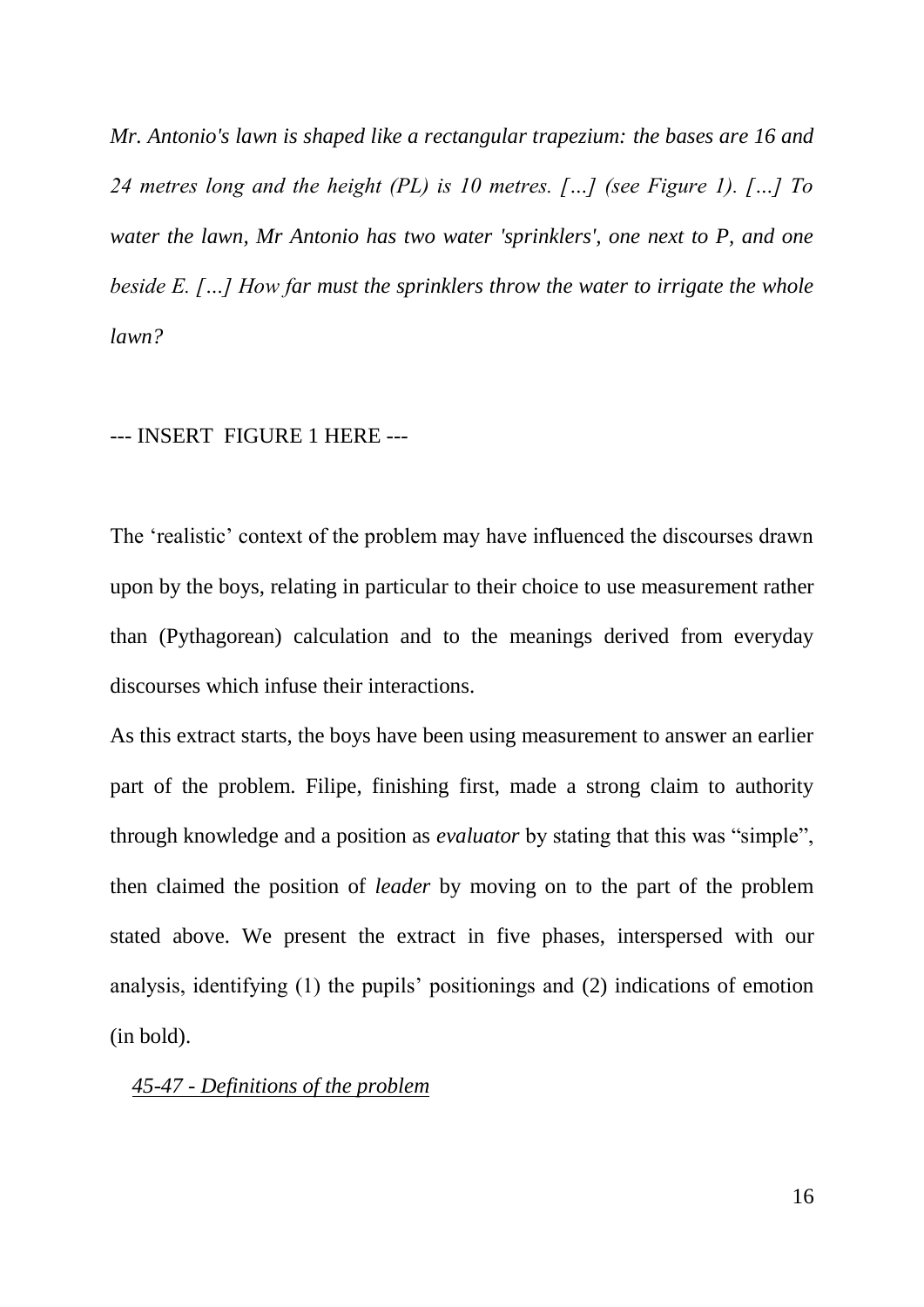*Mr. Antonio's lawn is shaped like a rectangular trapezium: the bases are 16 and 24 metres long and the height (PL) is 10 metres. […] (see Figure 1). […] To water the lawn, Mr Antonio has two water 'sprinklers', one next to P, and one beside E. […] How far must the sprinklers throw the water to irrigate the whole lawn?*

--- INSERT FIGURE 1 HERE ---

The 'realistic' context of the problem may have influenced the discourses drawn upon by the boys, relating in particular to their choice to use measurement rather than (Pythagorean) calculation and to the meanings derived from everyday discourses which infuse their interactions.

As this extract starts, the boys have been using measurement to answer an earlier part of the problem. Filipe, finishing first, made a strong claim to authority through knowledge and a position as *evaluator* by stating that this was "simple", then claimed the position of *leader* by moving on to the part of the problem stated above. We present the extract in five phases, interspersed with our analysis, identifying (1) the pupils' positionings and (2) indications of emotion (in bold).

*45-47 - Definitions of the problem*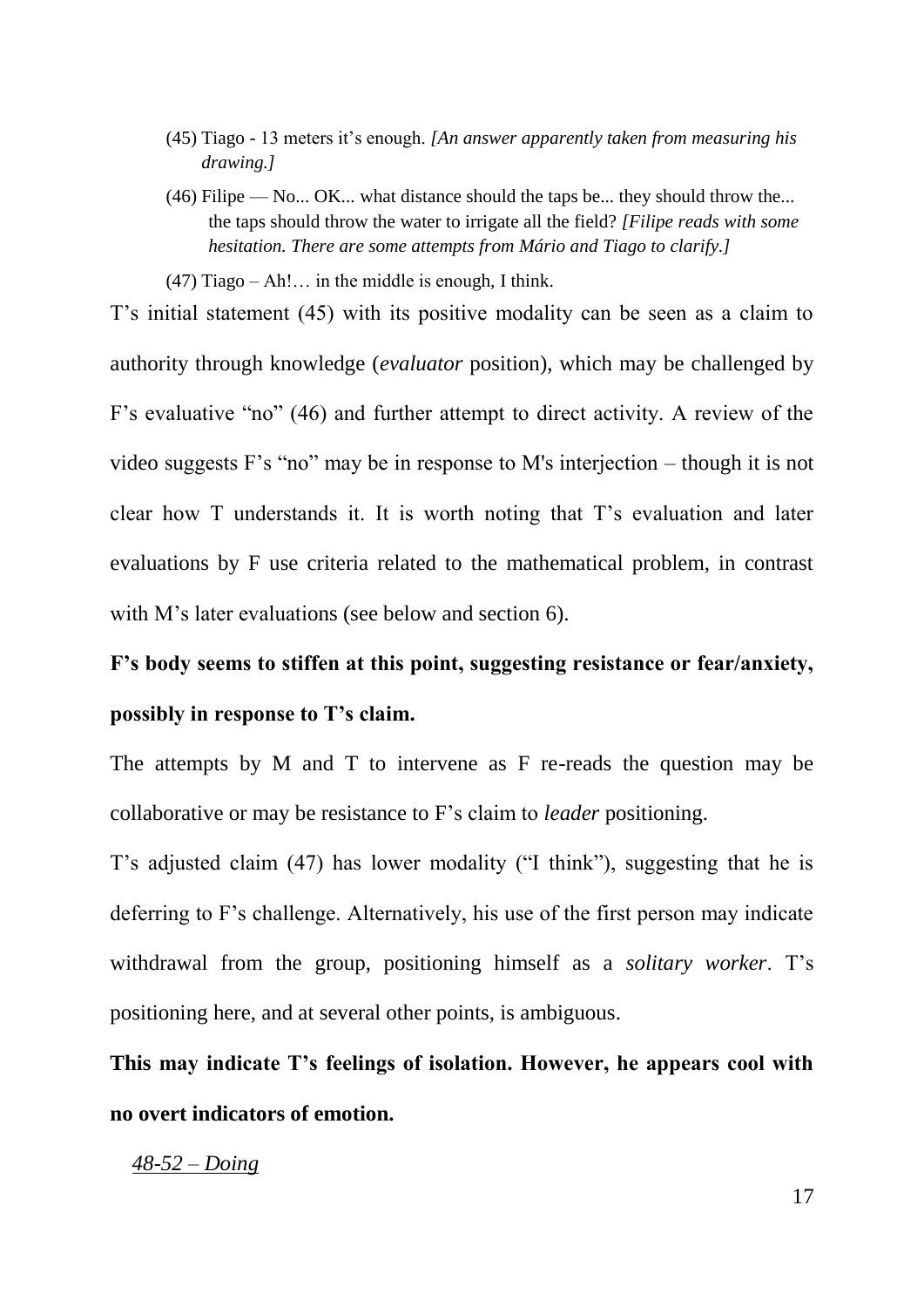(45) Tiago - 13 meters it's enough. *[An answer apparently taken from measuring his drawing.]*

(46) Filipe — No... OK... what distance should the taps be... they should throw the... the taps should throw the water to irrigate all the field? *[Filipe reads with some hesitation. There are some attempts from Mário and Tiago to clarify.]*

(47) Tiago – Ah!… in the middle is enough, I think.

T's initial statement (45) with its positive modality can be seen as a claim to authority through knowledge (*evaluator* position), which may be challenged by F's evaluative "no" (46) and further attempt to direct activity. A review of the video suggests F's "no" may be in response to M's interjection – though it is not clear how T understands it. It is worth noting that T's evaluation and later evaluations by F use criteria related to the mathematical problem, in contrast with M's later evaluations (see below and section 6).

**F's body seems to stiffen at this point, suggesting resistance or fear/anxiety, possibly in response to T's claim.**

The attempts by M and T to intervene as F re-reads the question may be collaborative or may be resistance to F's claim to *leader* positioning.

T's adjusted claim (47) has lower modality ("I think"), suggesting that he is deferring to F's challenge. Alternatively, his use of the first person may indicate withdrawal from the group, positioning himself as a *solitary worker*. T's positioning here, and at several other points, is ambiguous.

**This may indicate T's feelings of isolation. However, he appears cool with no overt indicators of emotion.**

*48-52 – Doing*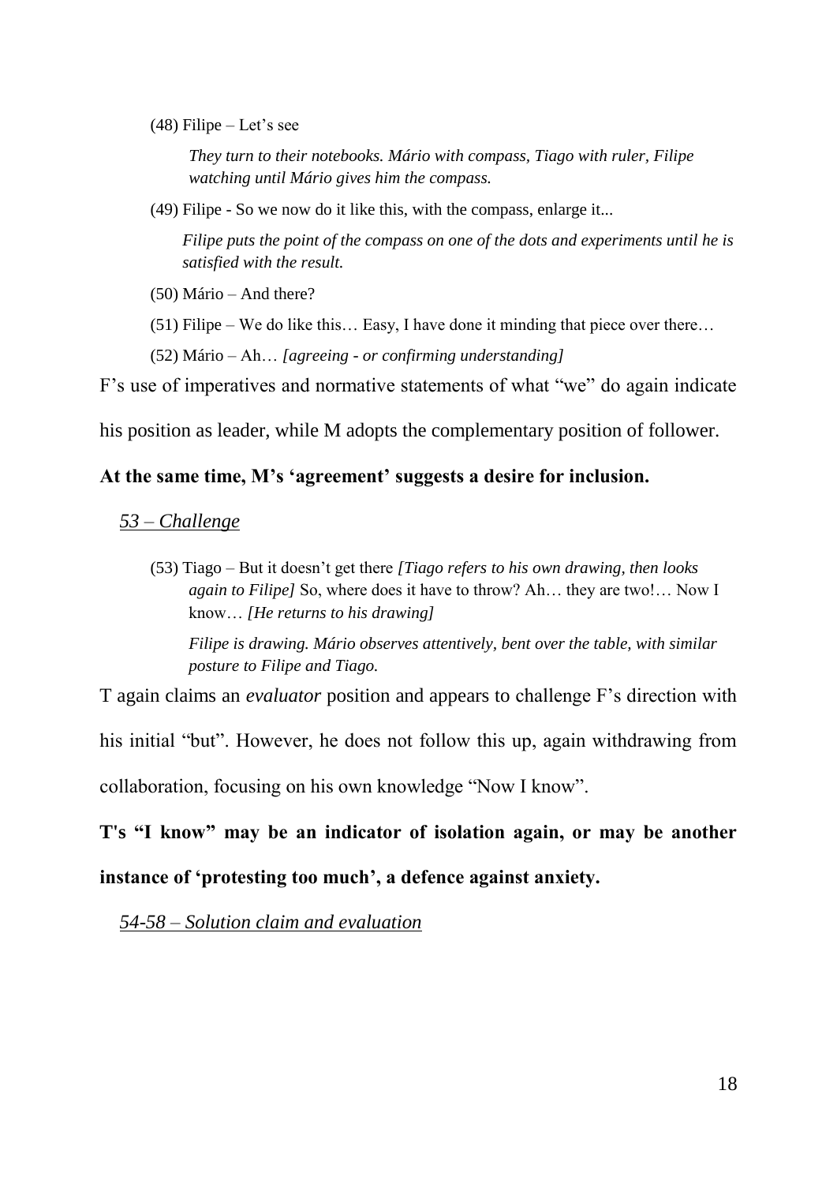(48) Filipe – Let's see

*They turn to their notebooks. Mário with compass, Tiago with ruler, Filipe watching until Mário gives him the compass.*

(49) Filipe - So we now do it like this, with the compass, enlarge it...

*Filipe puts the point of the compass on one of the dots and experiments until he is satisfied with the result.*

(50) Mário – And there?

(51) Filipe – We do like this… Easy, I have done it minding that piece over there…

(52) Mário – Ah… *[agreeing - or confirming understanding]*

F's use of imperatives and normative statements of what "we" do again indicate his position as leader, while M adopts the complementary position of follower.

**At the same time, M's 'agreement' suggests a desire for inclusion.**

*53 – Challenge*

(53) Tiago – But it doesn't get there *[Tiago refers to his own drawing, then looks again to Filipe]* So, where does it have to throw? Ah… they are two!… Now I know… *[He returns to his drawing]*

*Filipe is drawing. Mário observes attentively, bent over the table, with similar posture to Filipe and Tiago.*

T again claims an *evaluator* position and appears to challenge F's direction with his initial "but". However, he does not follow this up, again withdrawing from collaboration, focusing on his own knowledge "Now I know".

**T's "I know" may be an indicator of isolation again, or may be another instance of 'protesting too much', a defence against anxiety.**

*54-58 – Solution claim and evaluation*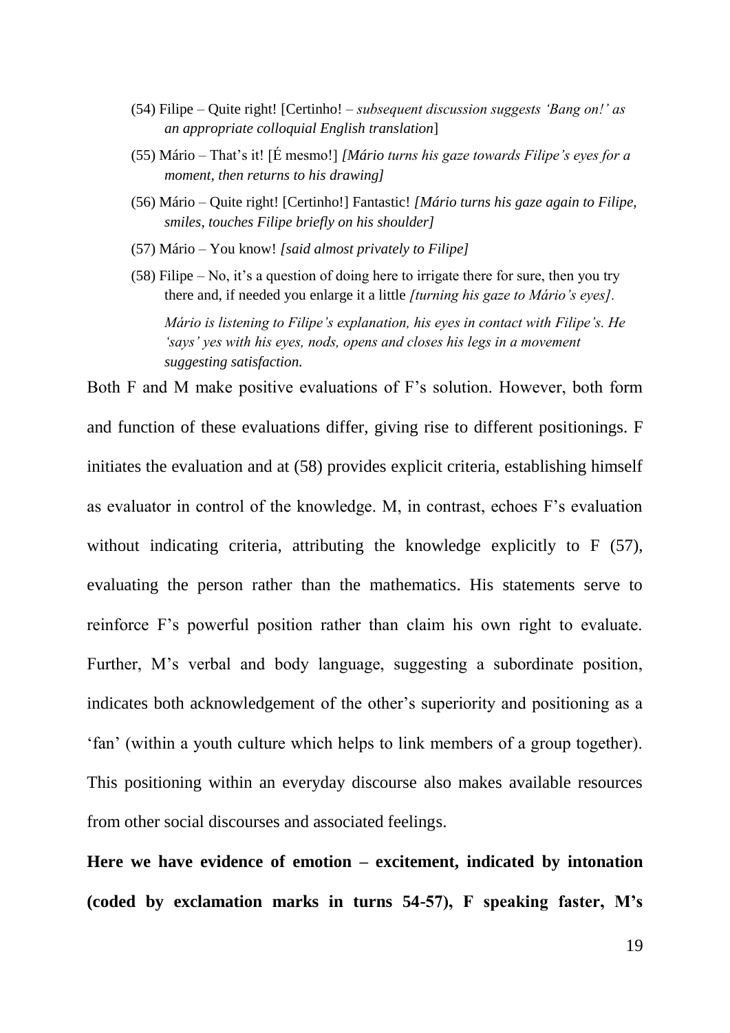(54) Filipe – Quite right! [Certinho! – *subsequent discussion suggests 'Bang on!' as an appropriate colloquial English translation*]

(55) Mário – That's it! [É mesmo!] *[Mário turns his gaze towards Filipe's eyes for a moment, then returns to his drawing]*

(56) Mário – Quite right! [Certinho!] Fantastic! *[Mário turns his gaze again to Filipe, smiles, touches Filipe briefly on his shoulder]*

(57) Mário – You know! *[said almost privately to Filipe]*

(58) Filipe – No, it's a question of doing here to irrigate there for sure, then you try there and, if needed you enlarge it a little *[turning his gaze to Mário's eyes].*

*Mário is listening to Filipe's explanation, his eyes in contact with Filipe's. He 'says' yes with his eyes, nods, opens and closes his legs in a movement suggesting satisfaction.*

Both F and M make positive evaluations of F's solution. However, both form and function of these evaluations differ, giving rise to different positionings. F initiates the evaluation and at (58) provides explicit criteria, establishing himself as evaluator in control of the knowledge. M, in contrast, echoes F's evaluation without indicating criteria, attributing the knowledge explicitly to F (57), evaluating the person rather than the mathematics. His statements serve to reinforce F's powerful position rather than claim his own right to evaluate. Further, M's verbal and body language, suggesting a subordinate position, indicates both acknowledgement of the other's superiority and positioning as a 'fan' (within a youth culture which helps to link members of a group together). This positioning within an everyday discourse also makes available resources from other social discourses and associated feelings.

**Here we have evidence of emotion – excitement, indicated by intonation (coded by exclamation marks in turns 54-57), F speaking faster, M's**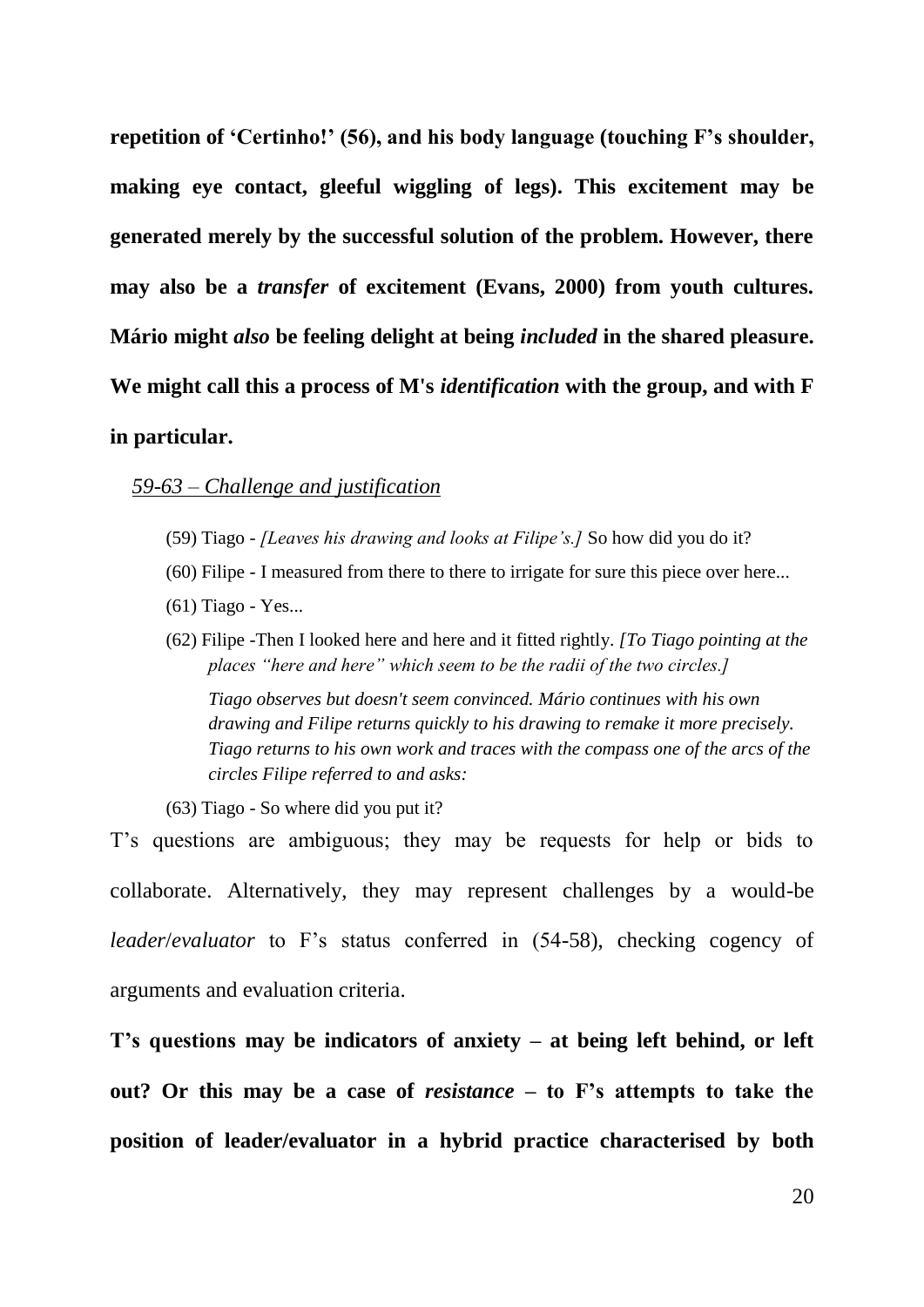**repetition of 'Certinho!' (56), and his body language (touching F's shoulder, making eye contact, gleeful wiggling of legs). This excitement may be generated merely by the successful solution of the problem. However, there may also be a *transfer* of excitement (Evans, 2000) from youth cultures. Mário might *also* be feeling delight at being *included* in the shared pleasure. We might call this a process of M's *identification* with the group, and with F in particular.**

*59-63 – Challenge and justification*

(59) Tiago - *[Leaves his drawing and looks at Filipe's.]* So how did you do it?

(60) Filipe - I measured from there to there to irrigate for sure this piece over here...

(61) Tiago - Yes...

(62) Filipe -Then I looked here and here and it fitted rightly. *[To Tiago pointing at the places "here and here" which seem to be the radii of the two circles.]*

*Tiago observes but doesn't seem convinced. Mário continues with his own drawing and Filipe returns quickly to his drawing to remake it more precisely. Tiago returns to his own work and traces with the compass one of the arcs of the circles Filipe referred to and asks:*

(63) Tiago - So where did you put it?

T's questions are ambiguous; they may be requests for help or bids to collaborate. Alternatively, they may represent challenges by a would-be *leader*/*evaluator* to F's status conferred in (54-58), checking cogency of arguments and evaluation criteria.

**T's questions may be indicators of anxiety – at being left behind, or left out? Or this may be a case of *resistance* – to F's attempts to take the position of leader/evaluator in a hybrid practice characterised by both**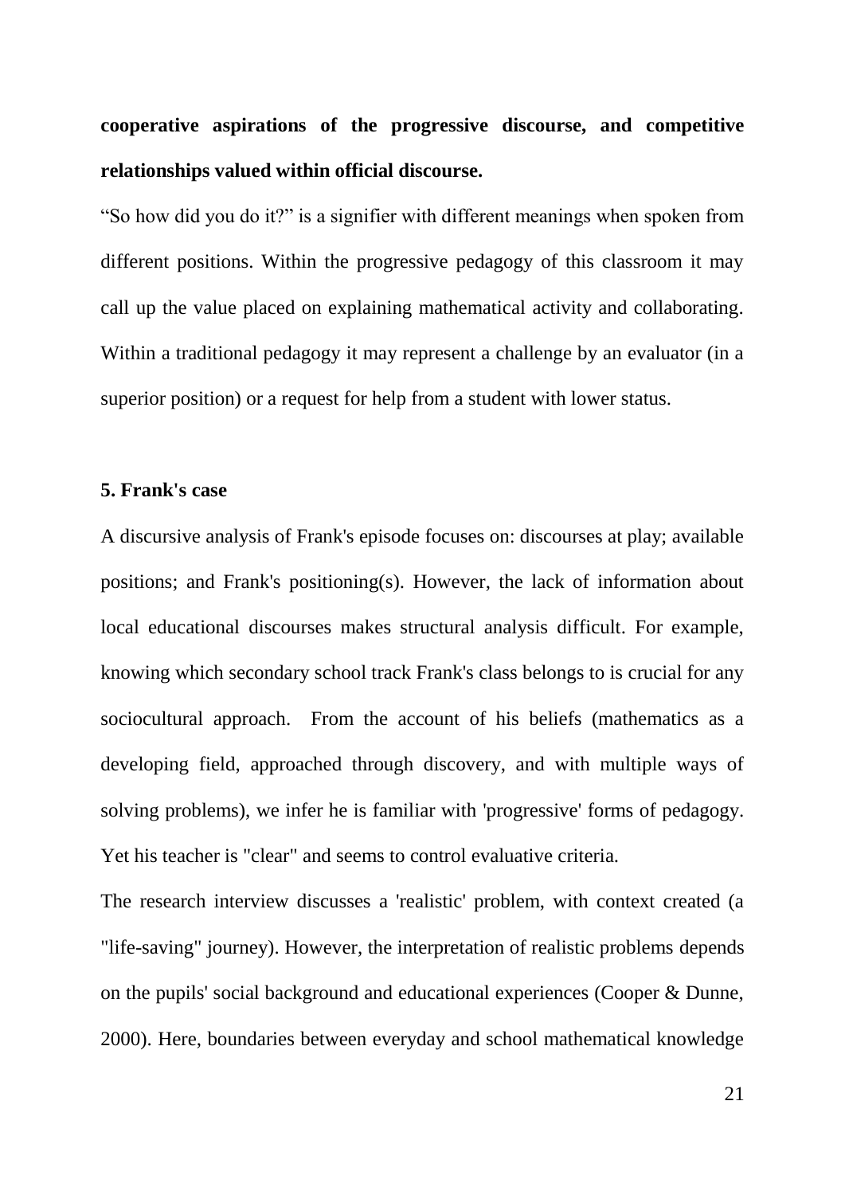**cooperative aspirations of the progressive discourse, and competitive relationships valued within official discourse.**

“So how did you do it?” is a signifier with different meanings when spoken from different positions. Within the progressive pedagogy of this classroom it may call up the value placed on explaining mathematical activity and collaborating. Within a traditional pedagogy it may represent a challenge by an evaluator (in a superior position) or a request for help from a student with lower status.

**5. Frank's case**

A discursive analysis of Frank's episode focuses on: discourses at play; available positions; and Frank's positioning(s). However, the lack of information about local educational discourses makes structural analysis difficult. For example, knowing which secondary school track Frank's class belongs to is crucial for any sociocultural approach. From the account of his beliefs (mathematics as a developing field, approached through discovery, and with multiple ways of solving problems), we infer he is familiar with 'progressive' forms of pedagogy. Yet his teacher is "clear" and seems to control evaluative criteria.

The research interview discusses a 'realistic' problem, with context created (a "life-saving" journey). However, the interpretation of realistic problems depends on the pupils' social background and educational experiences (Cooper & Dunne, 2000). Here, boundaries between everyday and school mathematical knowledge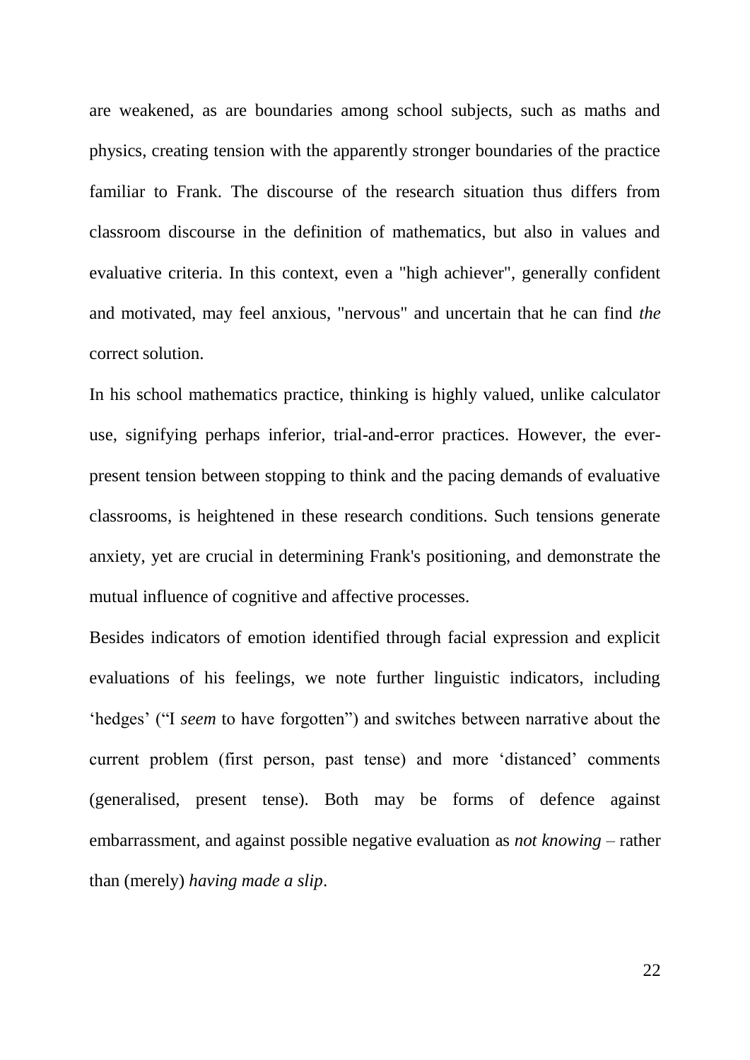are weakened, as are boundaries among school subjects, such as maths and physics, creating tension with the apparently stronger boundaries of the practice familiar to Frank. The discourse of the research situation thus differs from classroom discourse in the definition of mathematics, but also in values and evaluative criteria. In this context, even a "high achiever", generally confident and motivated, may feel anxious, "nervous" and uncertain that he can find *the* correct solution.

In his school mathematics practice, thinking is highly valued, unlike calculator use, signifying perhaps inferior, trial-and-error practices. However, the ever-present tension between stopping to think and the pacing demands of evaluative classrooms, is heightened in these research conditions. Such tensions generate anxiety, yet are crucial in determining Frank's positioning, and demonstrate the mutual influence of cognitive and affective processes.

Besides indicators of emotion identified through facial expression and explicit evaluations of his feelings, we note further linguistic indicators, including 'hedges' ("I *seem* to have forgotten") and switches between narrative about the current problem (first person, past tense) and more 'distanced' comments (generalised, present tense). Both may be forms of defence against embarrassment, and against possible negative evaluation as *not knowing* – rather than (merely) *having made a slip*.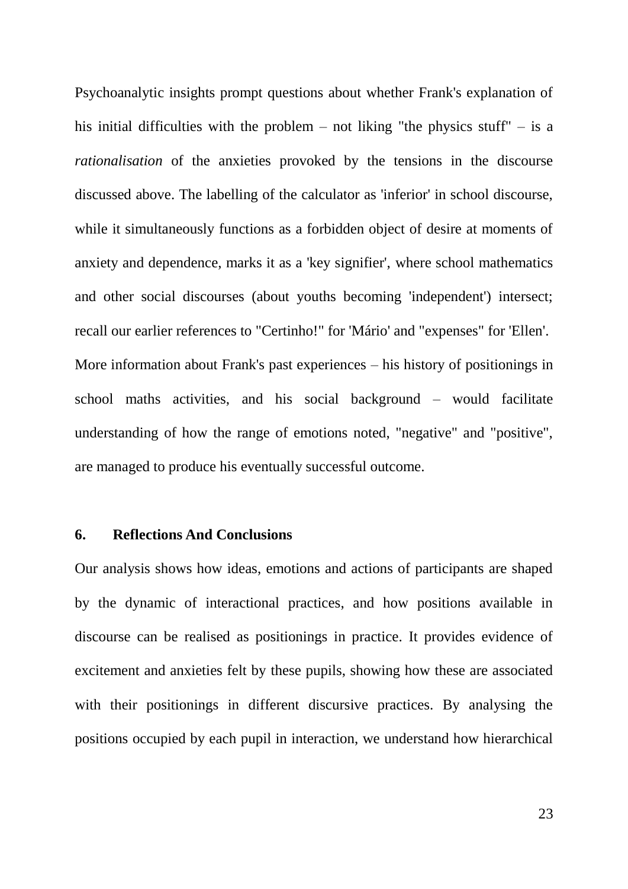Psychoanalytic insights prompt questions about whether Frank's explanation of his initial difficulties with the problem – not liking "the physics stuff" – is a *rationalisation* of the anxieties provoked by the tensions in the discourse discussed above. The labelling of the calculator as 'inferior' in school discourse, while it simultaneously functions as a forbidden object of desire at moments of anxiety and dependence, marks it as a 'key signifier', where school mathematics and other social discourses (about youths becoming 'independent') intersect; recall our earlier references to "Certinho!" for 'Mário' and "expenses" for 'Ellen'. More information about Frank's past experiences – his history of positionings in school maths activities, and his social background – would facilitate understanding of how the range of emotions noted, "negative" and "positive", are managed to produce his eventually successful outcome.

## 6. Reflections And Conclusions

Our analysis shows how ideas, emotions and actions of participants are shaped by the dynamic of interactional practices, and how positions available in discourse can be realised as positionings in practice. It provides evidence of excitement and anxieties felt by these pupils, showing how these are associated with their positionings in different discursive practices. By analysing the positions occupied by each pupil in interaction, we understand how hierarchical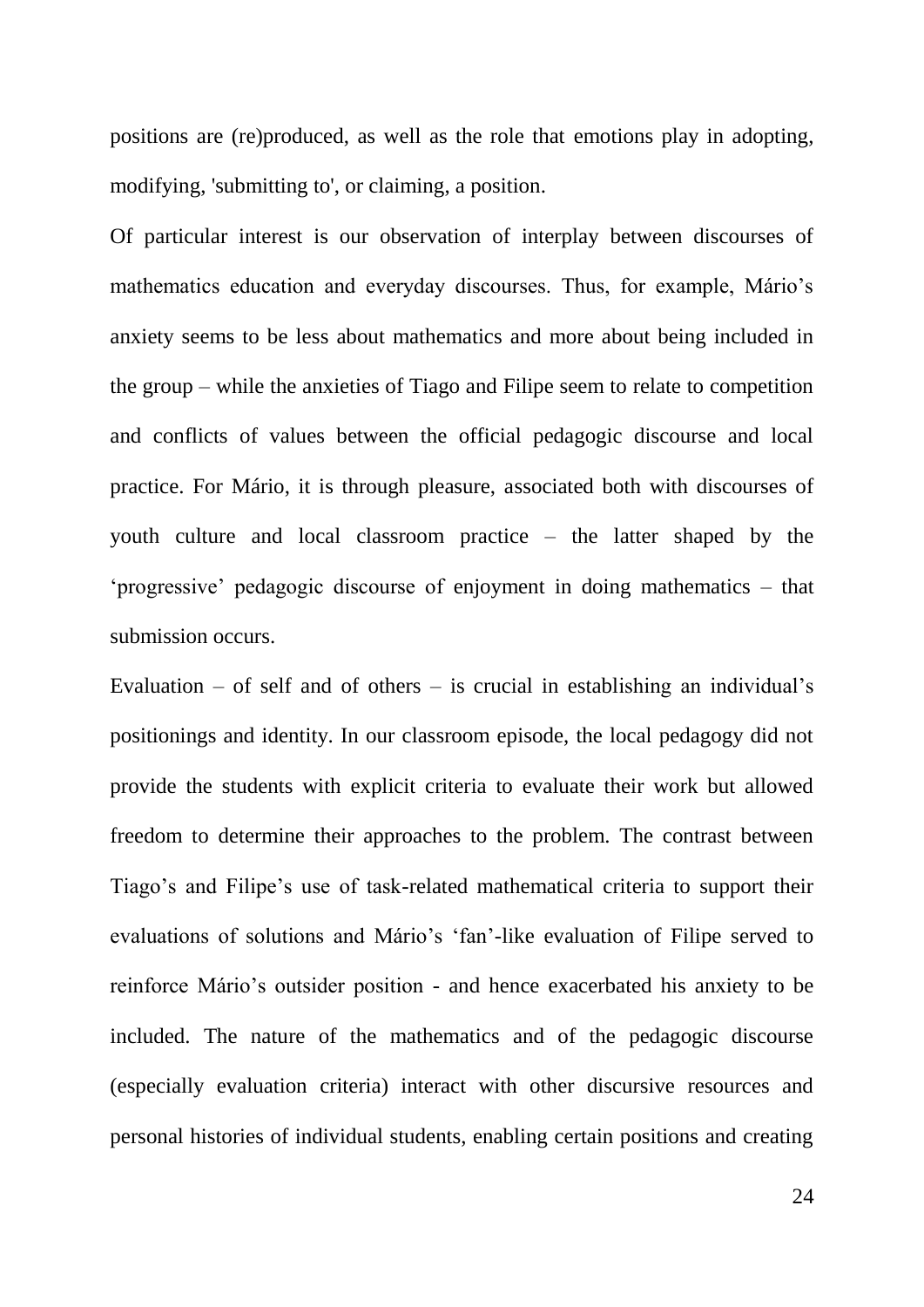positions are (re)produced, as well as the role that emotions play in adopting, modifying, 'submitting to', or claiming, a position.

Of particular interest is our observation of interplay between discourses of mathematics education and everyday discourses. Thus, for example, Mário's anxiety seems to be less about mathematics and more about being included in the group – while the anxieties of Tiago and Filipe seem to relate to competition and conflicts of values between the official pedagogic discourse and local practice. For Mário, it is through pleasure, associated both with discourses of youth culture and local classroom practice – the latter shaped by the 'progressive' pedagogic discourse of enjoyment in doing mathematics – that submission occurs.

Evaluation – of self and of others – is crucial in establishing an individual's positionings and identity. In our classroom episode, the local pedagogy did not provide the students with explicit criteria to evaluate their work but allowed freedom to determine their approaches to the problem. The contrast between Tiago's and Filipe's use of task-related mathematical criteria to support their evaluations of solutions and Mário's 'fan'-like evaluation of Filipe served to reinforce Mário's outsider position - and hence exacerbated his anxiety to be included. The nature of the mathematics and of the pedagogic discourse (especially evaluation criteria) interact with other discursive resources and personal histories of individual students, enabling certain positions and creating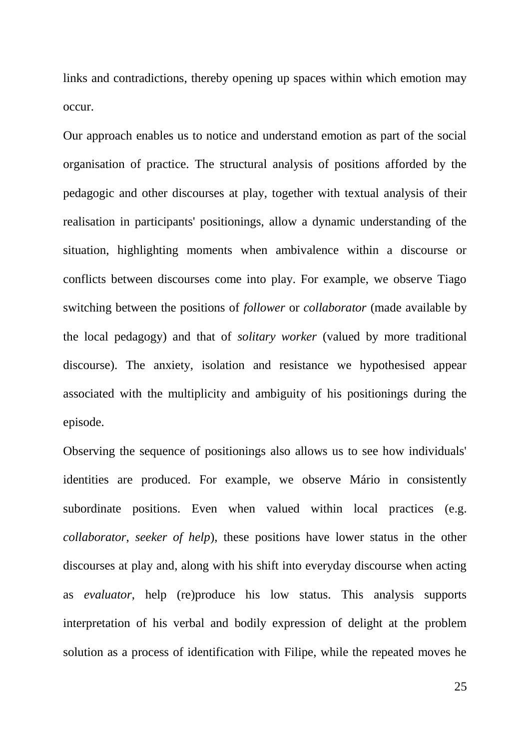links and contradictions, thereby opening up spaces within which emotion may occur.

Our approach enables us to notice and understand emotion as part of the social organisation of practice. The structural analysis of positions afforded by the pedagogic and other discourses at play, together with textual analysis of their realisation in participants' positionings, allow a dynamic understanding of the situation, highlighting moments when ambivalence within a discourse or conflicts between discourses come into play. For example, we observe Tiago switching between the positions of *follower* or *collaborator* (made available by the local pedagogy) and that of *solitary worker* (valued by more traditional discourse). The anxiety, isolation and resistance we hypothesised appear associated with the multiplicity and ambiguity of his positionings during the episode.

Observing the sequence of positionings also allows us to see how individuals' identities are produced. For example, we observe Mário in consistently subordinate positions. Even when valued within local practices (e.g. *collaborator*, *seeker of help*), these positions have lower status in the other discourses at play and, along with his shift into everyday discourse when acting as *evaluator*, help (re)produce his low status. This analysis supports interpretation of his verbal and bodily expression of delight at the problem solution as a process of identification with Filipe, while the repeated moves he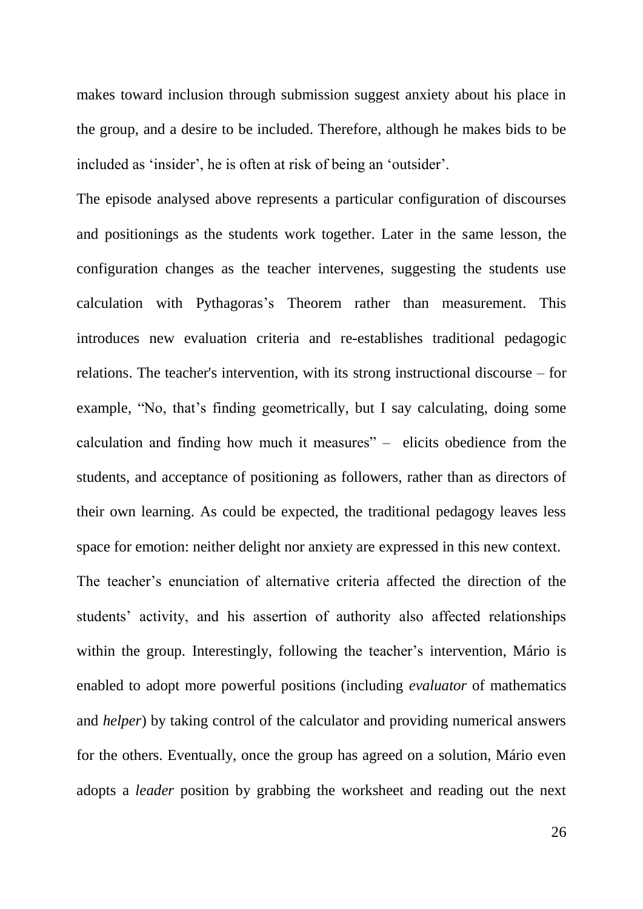makes toward inclusion through submission suggest anxiety about his place in the group, and a desire to be included. Therefore, although he makes bids to be included as 'insider', he is often at risk of being an 'outsider'.

The episode analysed above represents a particular configuration of discourses and positionings as the students work together. Later in the same lesson, the configuration changes as the teacher intervenes, suggesting the students use calculation with Pythagoras's Theorem rather than measurement. This introduces new evaluation criteria and re-establishes traditional pedagogic relations. The teacher's intervention, with its strong instructional discourse – for example, "No, that's finding geometrically, but I say calculating, doing some calculation and finding how much it measures" – elicits obedience from the students, and acceptance of positioning as followers, rather than as directors of their own learning. As could be expected, the traditional pedagogy leaves less space for emotion: neither delight nor anxiety are expressed in this new context.

The teacher's enunciation of alternative criteria affected the direction of the students' activity, and his assertion of authority also affected relationships within the group. Interestingly, following the teacher's intervention, Mário is enabled to adopt more powerful positions (including *evaluator* of mathematics and *helper*) by taking control of the calculator and providing numerical answers for the others. Eventually, once the group has agreed on a solution, Mário even adopts a *leader* position by grabbing the worksheet and reading out the next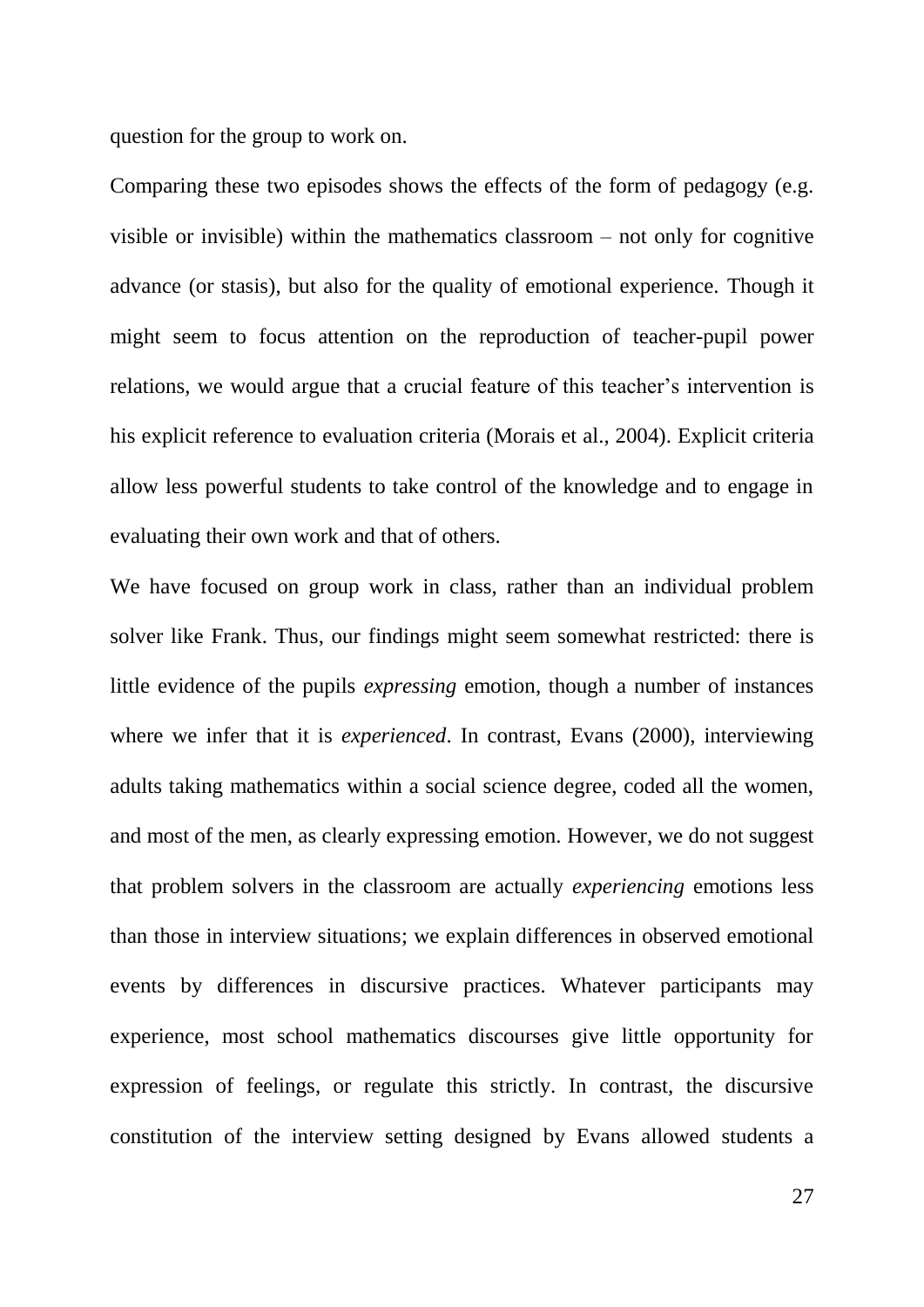question for the group to work on.

Comparing these two episodes shows the effects of the form of pedagogy (e.g. visible or invisible) within the mathematics classroom – not only for cognitive advance (or stasis), but also for the quality of emotional experience. Though it might seem to focus attention on the reproduction of teacher-pupil power relations, we would argue that a crucial feature of this teacher's intervention is his explicit reference to evaluation criteria (Morais et al., 2004). Explicit criteria allow less powerful students to take control of the knowledge and to engage in evaluating their own work and that of others.

We have focused on group work in class, rather than an individual problem solver like Frank. Thus, our findings might seem somewhat restricted: there is little evidence of the pupils *expressing* emotion, though a number of instances where we infer that it is *experienced*. In contrast, Evans (2000), interviewing adults taking mathematics within a social science degree, coded all the women, and most of the men, as clearly expressing emotion. However, we do not suggest that problem solvers in the classroom are actually *experiencing* emotions less than those in interview situations; we explain differences in observed emotional events by differences in discursive practices. Whatever participants may experience, most school mathematics discourses give little opportunity for expression of feelings, or regulate this strictly. In contrast, the discursive constitution of the interview setting designed by Evans allowed students a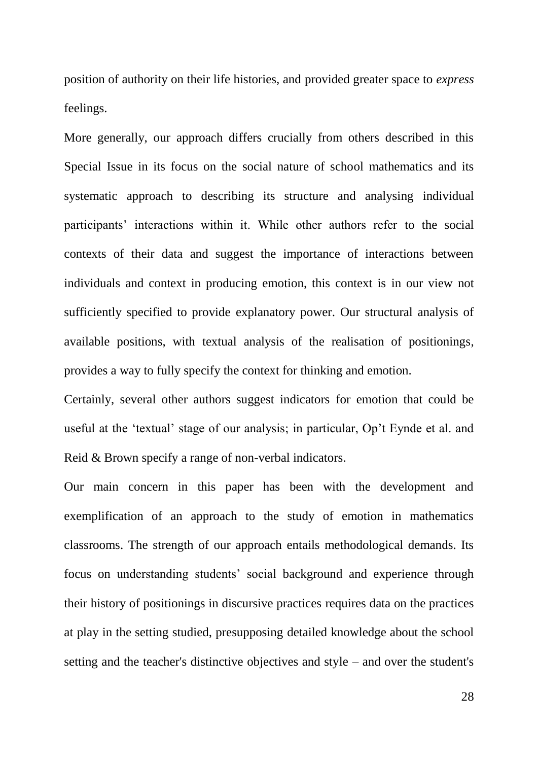position of authority on their life histories, and provided greater space to *express* feelings.

More generally, our approach differs crucially from others described in this Special Issue in its focus on the social nature of school mathematics and its systematic approach to describing its structure and analysing individual participants' interactions within it. While other authors refer to the social contexts of their data and suggest the importance of interactions between individuals and context in producing emotion, this context is in our view not sufficiently specified to provide explanatory power. Our structural analysis of available positions, with textual analysis of the realisation of positionings, provides a way to fully specify the context for thinking and emotion.

Certainly, several other authors suggest indicators for emotion that could be useful at the 'textual' stage of our analysis; in particular, Op't Eynde et al. and Reid & Brown specify a range of non-verbal indicators.

Our main concern in this paper has been with the development and exemplification of an approach to the study of emotion in mathematics classrooms. The strength of our approach entails methodological demands. Its focus on understanding students' social background and experience through their history of positionings in discursive practices requires data on the practices at play in the setting studied, presupposing detailed knowledge about the school setting and the teacher's distinctive objectives and style – and over the student's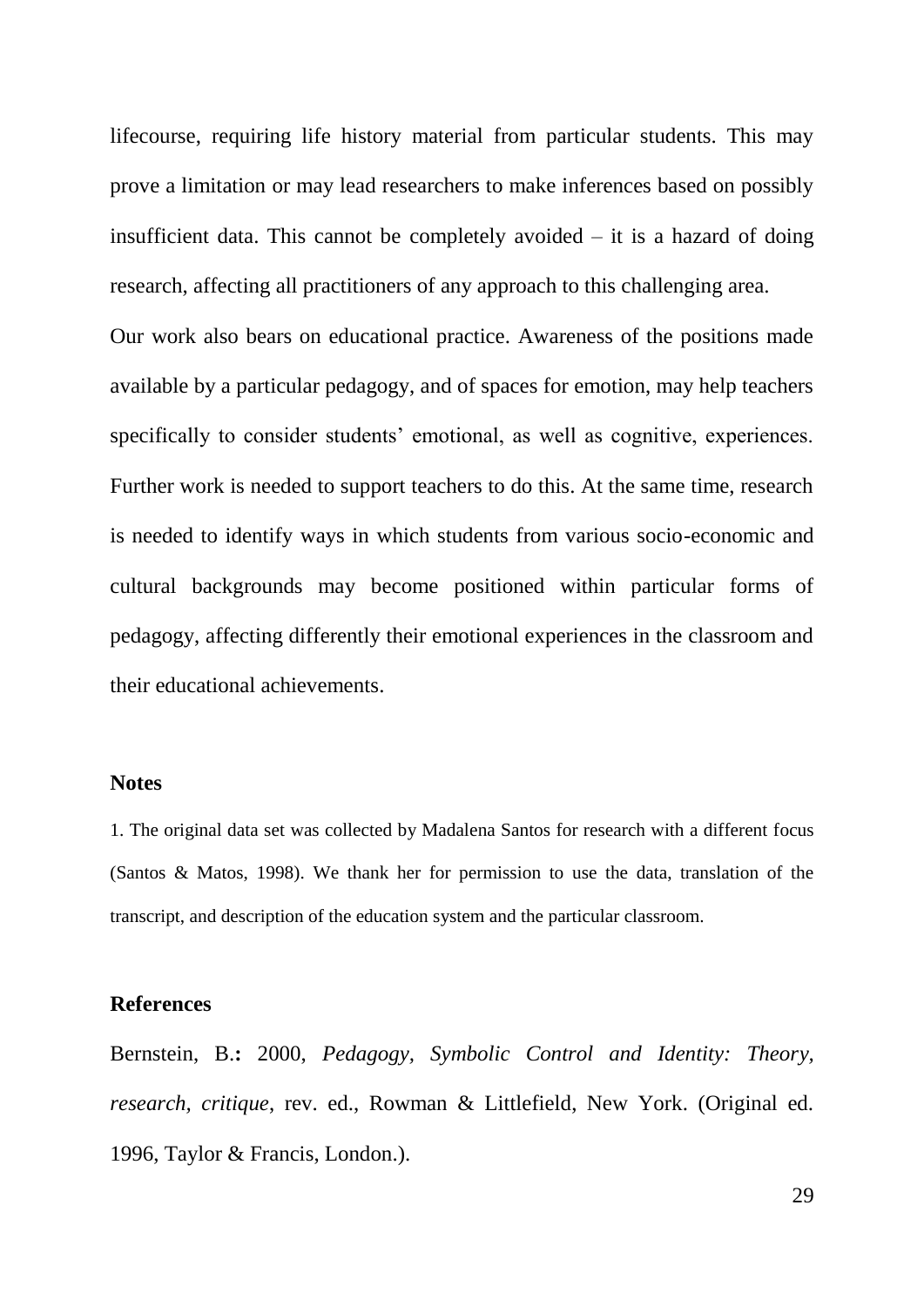lifecourse, requiring life history material from particular students. This may prove a limitation or may lead researchers to make inferences based on possibly insufficient data. This cannot be completely avoided – it is a hazard of doing research, affecting all practitioners of any approach to this challenging area.

Our work also bears on educational practice. Awareness of the positions made available by a particular pedagogy, and of spaces for emotion, may help teachers specifically to consider students' emotional, as well as cognitive, experiences. Further work is needed to support teachers to do this. At the same time, research is needed to identify ways in which students from various socio-economic and cultural backgrounds may become positioned within particular forms of pedagogy, affecting differently their emotional experiences in the classroom and their educational achievements.

## Notes

1. The original data set was collected by Madalena Santos for research with a different focus (Santos & Matos, 1998). We thank her for permission to use the data, translation of the transcript, and description of the education system and the particular classroom.

## References

Bernstein, B.**:** 2000, *Pedagogy, Symbolic Control and Identity: Theory, research, critique*, rev. ed., Rowman & Littlefield, New York. (Original ed. 1996, Taylor & Francis, London.).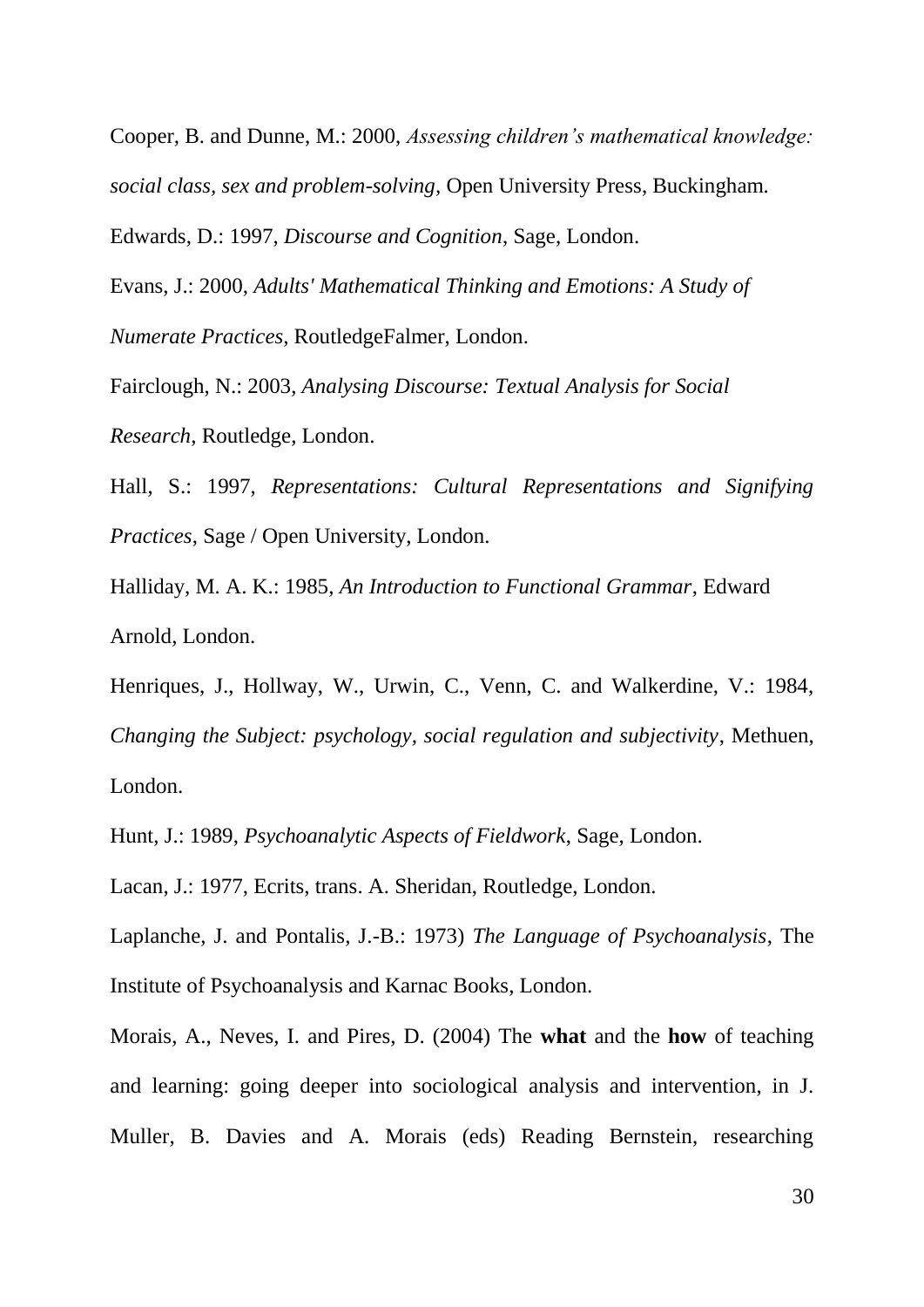Cooper, B. and Dunne, M.: 2000, *Assessing children's mathematical knowledge: social class, sex and problem-solving*, Open University Press, Buckingham.

Edwards, D.: 1997, *Discourse and Cognition*, Sage, London.

Evans, J.: 2000, *Adults' Mathematical Thinking and Emotions: A Study of Numerate Practices*, RoutledgeFalmer, London.

Fairclough, N.: 2003, *Analysing Discourse: Textual Analysis for Social Research*, Routledge, London.

Hall, S.: 1997, *Representations: Cultural Representations and Signifying Practices*, Sage / Open University, London.

Halliday, M. A. K.: 1985, *An Introduction to Functional Grammar*, Edward Arnold, London.

Henriques, J., Hollway, W., Urwin, C., Venn, C. and Walkerdine, V.: 1984, *Changing the Subject: psychology, social regulation and subjectivity*, Methuen, London.

Hunt, J.: 1989, *Psychoanalytic Aspects of Fieldwork*, Sage, London.

Lacan, J.: 1977, Ecrits, trans. A. Sheridan, Routledge, London.

Laplanche, J. and Pontalis, J.-B.: 1973) *The Language of Psychoanalysis*, The Institute of Psychoanalysis and Karnac Books, London.

Morais, A., Neves, I. and Pires, D. (2004) The **what** and the **how** of teaching and learning: going deeper into sociological analysis and intervention, in J. Muller, B. Davies and A. Morais (eds) Reading Bernstein, researching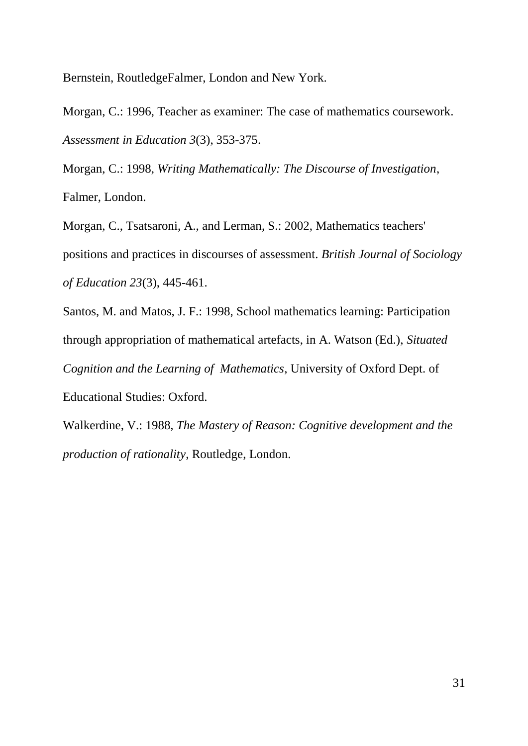Bernstein, RoutledgeFalmer, London and New York.

Morgan, C.: 1996, Teacher as examiner: The case of mathematics coursework. *Assessment in Education 3*(3), 353-375.

Morgan, C.: 1998, *Writing Mathematically: The Discourse of Investigation*, Falmer, London.

Morgan, C., Tsatsaroni, A., and Lerman, S.: 2002, Mathematics teachers' positions and practices in discourses of assessment. *British Journal of Sociology of Education 23*(3), 445-461.

Santos, M. and Matos, J. F.: 1998, School mathematics learning: Participation through appropriation of mathematical artefacts, in A. Watson (Ed.), *Situated Cognition and the Learning of Mathematics*, University of Oxford Dept. of Educational Studies: Oxford.

Walkerdine, V.: 1988, *The Mastery of Reason: Cognitive development and the production of rationality*, Routledge, London.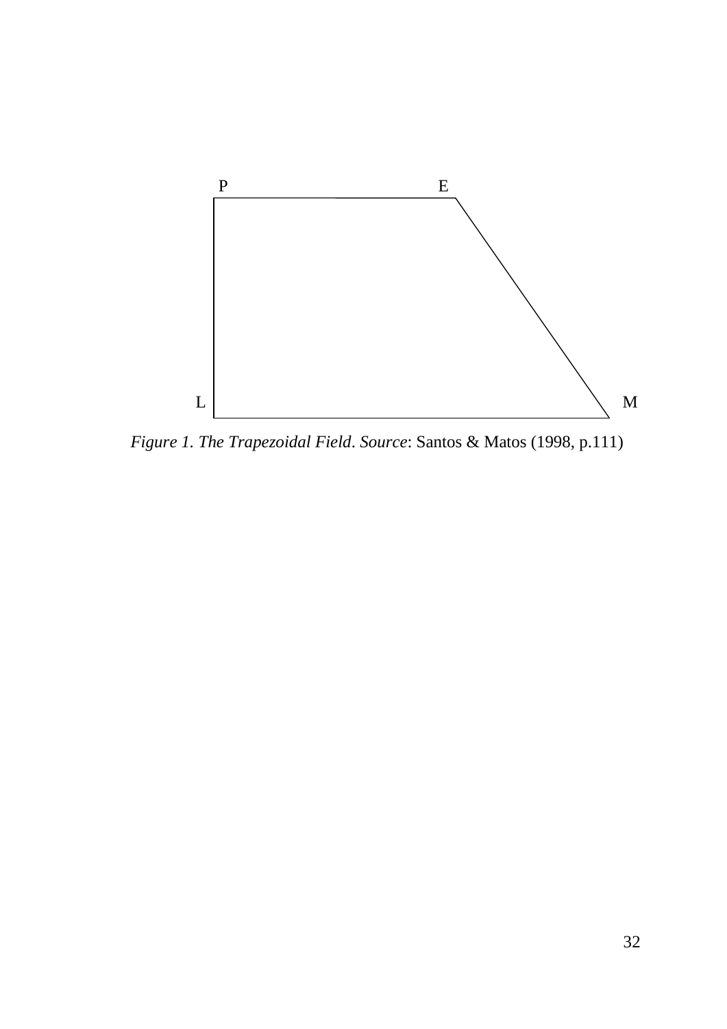P E

L M

*Figure 1. The Trapezoidal Field*. *Source*: Santos & Matos (1998, p.111)